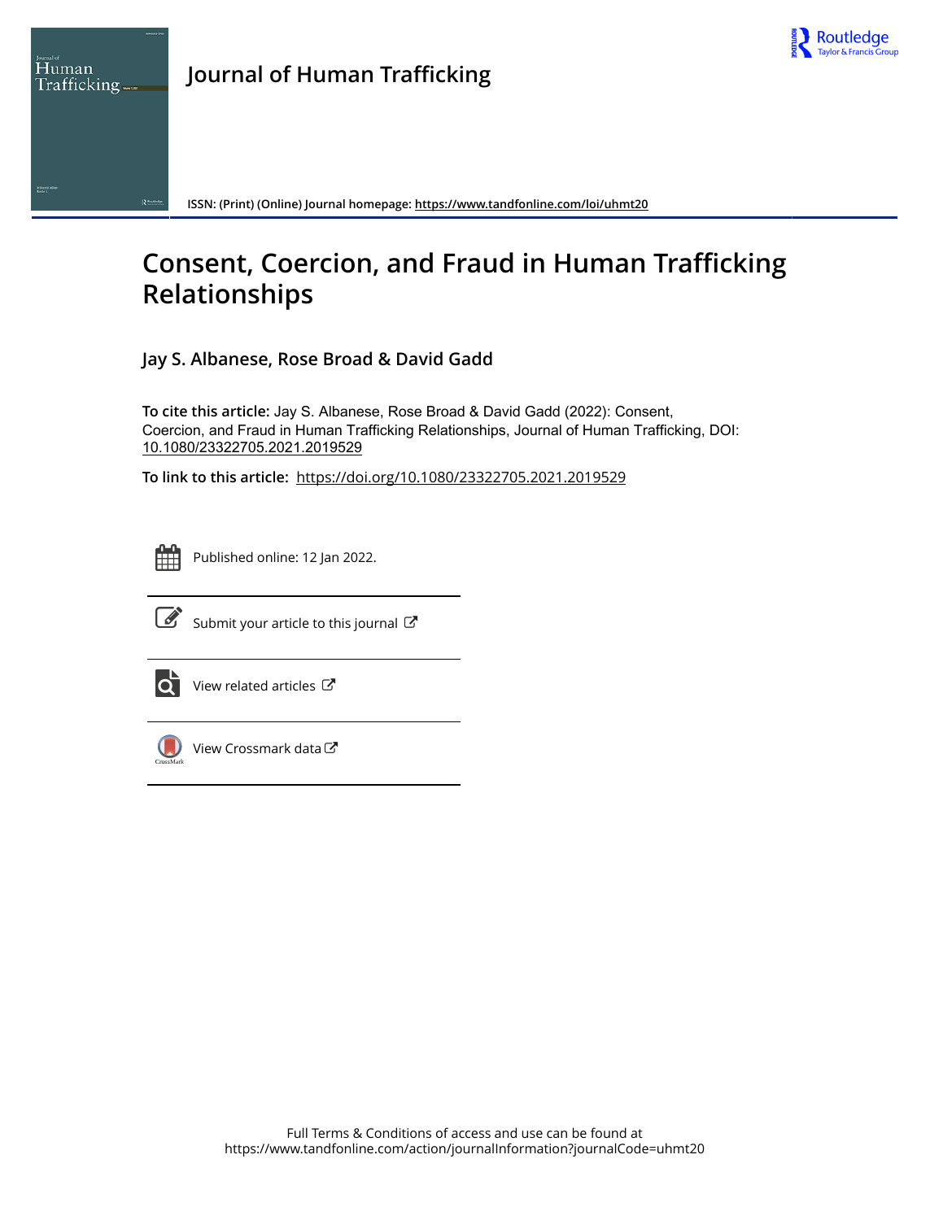Journal of Human Trafficking

ISSN: (Print) (Online) Journal homepage: https://www.tandfonline.com/loi/uhmt20

# Consent, Coercion, and Fraud in Human Trafficking Relationships

**Jay S. Albanese, Rose Broad & David Gadd**

**To cite this article:** Jay S. Albanese, Rose Broad & David Gadd (2022): Consent, Coercion, and Fraud in Human Trafficking Relationships, Journal of Human Trafficking, DOI: 10.1080/23322705.2021.2019529

**To link to this article:** https://doi.org/10.1080/23322705.2021.2019529

Published online: 12 Jan 2022.

Submit your article to this journal

View related articles

View Crossmark data

Full Terms & Conditions of access and use can be found at https://www.tandfonline.com/action/journalInformation?journalCode=uhmt20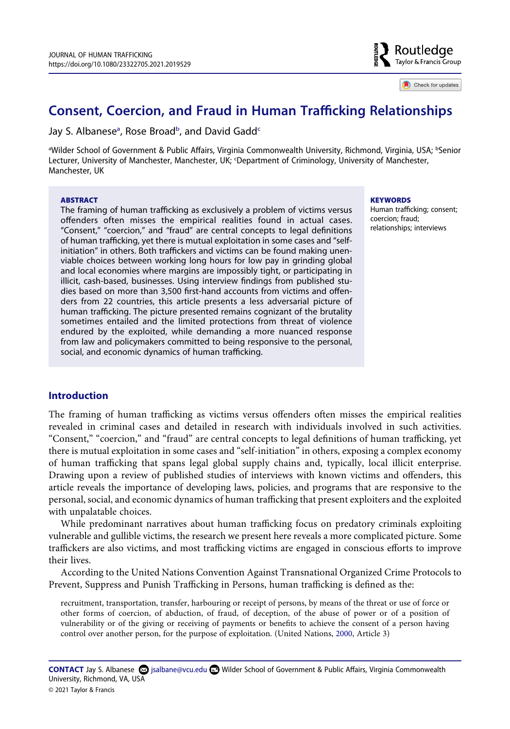# Consent, Coercion, and Fraud in Human Trafficking Relationships

Jay S. Albanese[a], Rose Broad[b], and David Gadd[c]

[a]Wilder School of Government & Public Affairs, Virginia Commonwealth University, Richmond, Virginia, USA; [b]Senior Lecturer, University of Manchester, Manchester, UK; [c]Department of Criminology, University of Manchester, Manchester, UK

### ABSTRACT

The framing of human trafficking as exclusively a problem of victims versus offenders often misses the empirical realities found in actual cases. "Consent," "coercion," and "fraud" are central concepts to legal definitions of human trafficking, yet there is mutual exploitation in some cases and "self-initiation" in others. Both traffickers and victims can be found making unenviable choices between working long hours for low pay in grinding global and local economies where margins are impossibly tight, or participating in illicit, cash-based, businesses. Using interview findings from published studies based on more than 3,500 first-hand accounts from victims and offenders from 22 countries, this article presents a less adversarial picture of human trafficking. The picture presented remains cognizant of the brutality sometimes entailed and the limited protections from threat of violence endured by the exploited, while demanding a more nuanced response from law and policymakers committed to being responsive to the personal, social, and economic dynamics of human trafficking.

### KEYWORDS

Human trafficking; consent; coercion; fraud; relationships; interviews

## Introduction

The framing of human trafficking as victims versus offenders often misses the empirical realities revealed in criminal cases and detailed in research with individuals involved in such activities. "Consent," "coercion," and "fraud" are central concepts to legal definitions of human trafficking, yet there is mutual exploitation in some cases and "self-initiation" in others, exposing a complex economy of human trafficking that spans legal global supply chains and, typically, local illicit enterprise. Drawing upon a review of published studies of interviews with known victims and offenders, this article reveals the importance of developing laws, policies, and programs that are responsive to the personal, social, and economic dynamics of human trafficking that present exploiters and the exploited with unpalatable choices.

While predominant narratives about human trafficking focus on predatory criminals exploiting vulnerable and gullible victims, the research we present here reveals a more complicated picture. Some traffickers are also victims, and most trafficking victims are engaged in conscious efforts to improve their lives.

According to the United Nations Convention Against Transnational Organized Crime Protocols to Prevent, Suppress and Punish Trafficking in Persons, human trafficking is defined as the:

> recruitment, transportation, transfer, harbouring or receipt of persons, by means of the threat or use of force or other forms of coercion, of abduction, of fraud, of deception, of the abuse of power or of a position of vulnerability or of the giving or receiving of payments or benefits to achieve the consent of a person having control over another person, for the purpose of exploitation. (United Nations, 2000, Article 3)

**CONTACT** Jay S. Albanese jsalbane@vcu.edu Wilder School of Government & Public Affairs, Virginia Commonwealth University, Richmond, VA, USA

© 2021 Taylor & Francis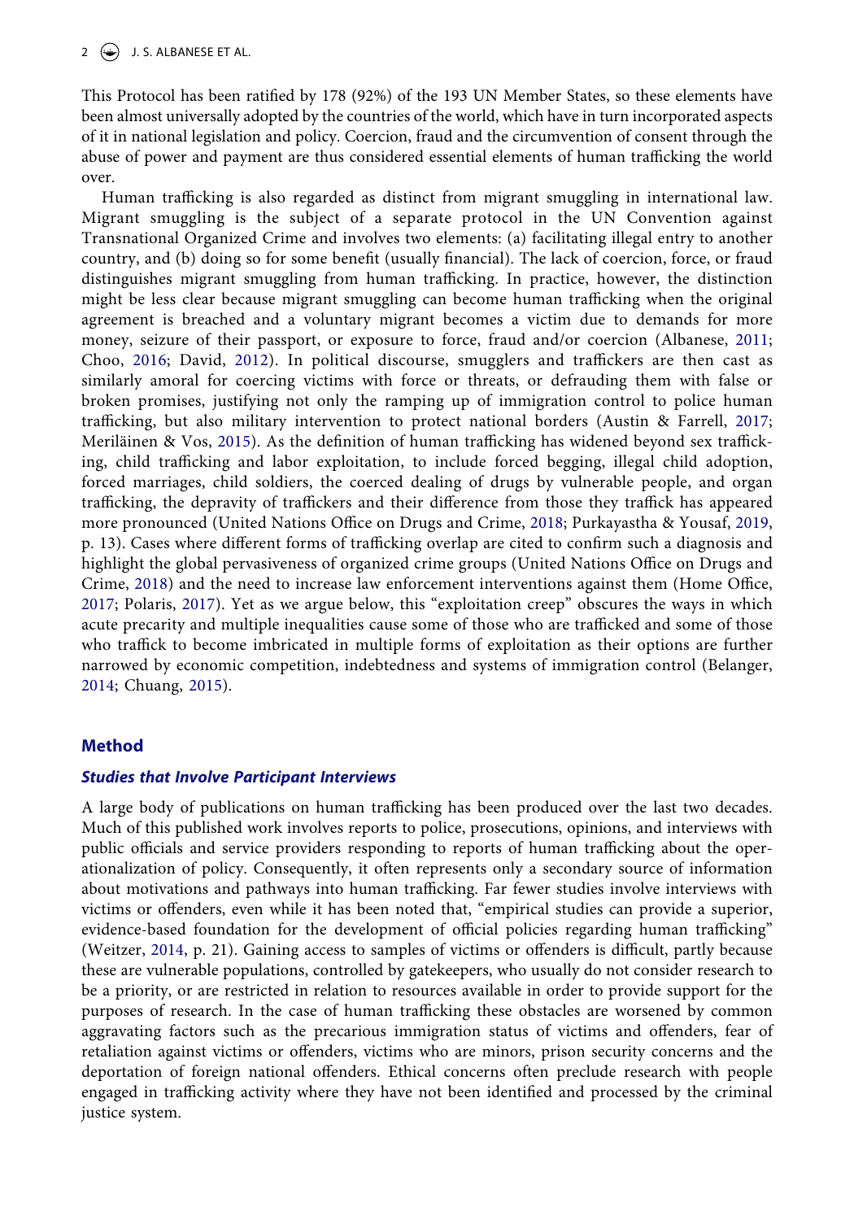This Protocol has been ratified by 178 (92%) of the 193 UN Member States, so these elements have been almost universally adopted by the countries of the world, which have in turn incorporated aspects of it in national legislation and policy. Coercion, fraud and the circumvention of consent through the abuse of power and payment are thus considered essential elements of human trafficking the world over.

Human trafficking is also regarded as distinct from migrant smuggling in international law. Migrant smuggling is the subject of a separate protocol in the UN Convention against Transnational Organized Crime and involves two elements: (a) facilitating illegal entry to another country, and (b) doing so for some benefit (usually financial). The lack of coercion, force, or fraud distinguishes migrant smuggling from human trafficking. In practice, however, the distinction might be less clear because migrant smuggling can become human trafficking when the original agreement is breached and a voluntary migrant becomes a victim due to demands for more money, seizure of their passport, or exposure to force, fraud and/or coercion (Albanese, 2011; Choo, 2016; David, 2012). In political discourse, smugglers and traffickers are then cast as similarly amoral for coercing victims with force or threats, or defrauding them with false or broken promises, justifying not only the ramping up of immigration control to police human trafficking, but also military intervention to protect national borders (Austin & Farrell, 2017; Meriläinen & Vos, 2015). As the definition of human trafficking has widened beyond sex trafficking, child trafficking and labor exploitation, to include forced begging, illegal child adoption, forced marriages, child soldiers, the coerced dealing of drugs by vulnerable people, and organ trafficking, the depravity of traffickers and their difference from those they traffick has appeared more pronounced (United Nations Office on Drugs and Crime, 2018; Purkayastha & Yousaf, 2019, p. 13). Cases where different forms of trafficking overlap are cited to confirm such a diagnosis and highlight the global pervasiveness of organized crime groups (United Nations Office on Drugs and Crime, 2018) and the need to increase law enforcement interventions against them (Home Office, 2017; Polaris, 2017). Yet as we argue below, this "exploitation creep" obscures the ways in which acute precarity and multiple inequalities cause some of those who are trafficked and some of those who traffick to become imbricated in multiple forms of exploitation as their options are further narrowed by economic competition, indebtedness and systems of immigration control (Belanger, 2014; Chuang, 2015).

## Method

### *Studies that Involve Participant Interviews*

A large body of publications on human trafficking has been produced over the last two decades. Much of this published work involves reports to police, prosecutions, opinions, and interviews with public officials and service providers responding to reports of human trafficking about the operationalization of policy. Consequently, it often represents only a secondary source of information about motivations and pathways into human trafficking. Far fewer studies involve interviews with victims or offenders, even while it has been noted that, "empirical studies can provide a superior, evidence-based foundation for the development of official policies regarding human trafficking" (Weitzer, 2014, p. 21). Gaining access to samples of victims or offenders is difficult, partly because these are vulnerable populations, controlled by gatekeepers, who usually do not consider research to be a priority, or are restricted in relation to resources available in order to provide support for the purposes of research. In the case of human trafficking these obstacles are worsened by common aggravating factors such as the precarious immigration status of victims and offenders, fear of retaliation against victims or offenders, victims who are minors, prison security concerns and the deportation of foreign national offenders. Ethical concerns often preclude research with people engaged in trafficking activity where they have not been identified and processed by the criminal justice system.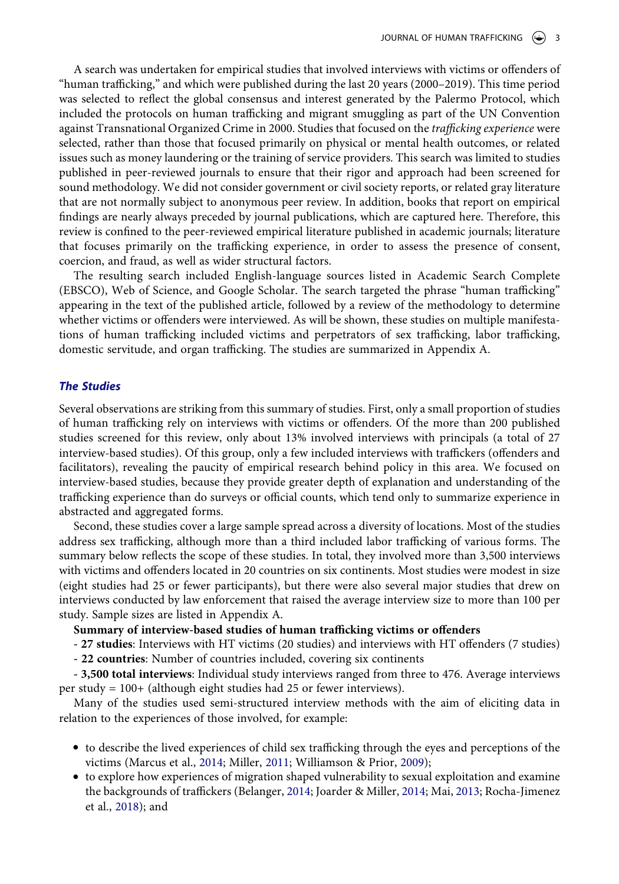A search was undertaken for empirical studies that involved interviews with victims or offenders of "human trafficking," and which were published during the last 20 years (2000–2019). This time period was selected to reflect the global consensus and interest generated by the Palermo Protocol, which included the protocols on human trafficking and migrant smuggling as part of the UN Convention against Transnational Organized Crime in 2000. Studies that focused on the *trafficking experience* were selected, rather than those that focused primarily on physical or mental health outcomes, or related issues such as money laundering or the training of service providers. This search was limited to studies published in peer-reviewed journals to ensure that their rigor and approach had been screened for sound methodology. We did not consider government or civil society reports, or related gray literature that are not normally subject to anonymous peer review. In addition, books that report on empirical findings are nearly always preceded by journal publications, which are captured here. Therefore, this review is confined to the peer-reviewed empirical literature published in academic journals; literature that focuses primarily on the trafficking experience, in order to assess the presence of consent, coercion, and fraud, as well as wider structural factors.

The resulting search included English-language sources listed in Academic Search Complete (EBSCO), Web of Science, and Google Scholar. The search targeted the phrase "human trafficking" appearing in the text of the published article, followed by a review of the methodology to determine whether victims or offenders were interviewed. As will be shown, these studies on multiple manifestations of human trafficking included victims and perpetrators of sex trafficking, labor trafficking, domestic servitude, and organ trafficking. The studies are summarized in Appendix A.

### *The Studies*

Several observations are striking from this summary of studies. First, only a small proportion of studies of human trafficking rely on interviews with victims or offenders. Of the more than 200 published studies screened for this review, only about 13% involved interviews with principals (a total of 27 interview-based studies). Of this group, only a few included interviews with traffickers (offenders and facilitators), revealing the paucity of empirical research behind policy in this area. We focused on interview-based studies, because they provide greater depth of explanation and understanding of the trafficking experience than do surveys or official counts, which tend only to summarize experience in abstracted and aggregated forms.

Second, these studies cover a large sample spread across a diversity of locations. Most of the studies address sex trafficking, although more than a third included labor trafficking of various forms. The summary below reflects the scope of these studies. In total, they involved more than 3,500 interviews with victims and offenders located in 20 countries on six continents. Most studies were modest in size (eight studies had 25 or fewer participants), but there were also several major studies that drew on interviews conducted by law enforcement that raised the average interview size to more than 100 per study. Sample sizes are listed in Appendix A.

**Summary of interview-based studies of human trafficking victims or offenders**

- **27 studies**: Interviews with HT victims (20 studies) and interviews with HT offenders (7 studies)
- **22 countries**: Number of countries included, covering six continents
- **3,500 total interviews**: Individual study interviews ranged from three to 476. Average interviews per study = 100+ (although eight studies had 25 or fewer interviews).

Many of the studies used semi-structured interview methods with the aim of eliciting data in relation to the experiences of those involved, for example:

- to describe the lived experiences of child sex trafficking through the eyes and perceptions of the victims (Marcus et al., 2014; Miller, 2011; Williamson & Prior, 2009);
- to explore how experiences of migration shaped vulnerability to sexual exploitation and examine the backgrounds of traffickers (Belanger, 2014; Joarder & Miller, 2014; Mai, 2013; Rocha-Jimenez et al., 2018); and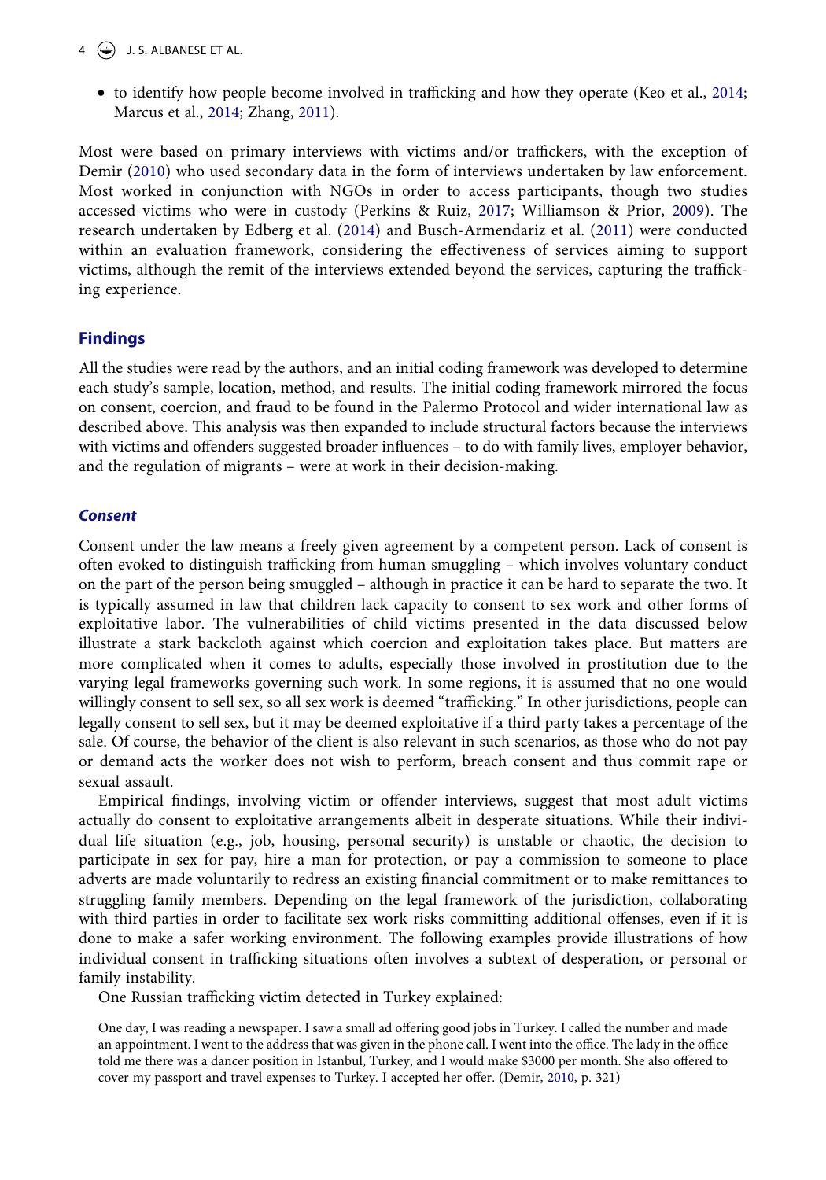- to identify how people become involved in trafficking and how they operate (Keo et al., 2014; Marcus et al., 2014; Zhang, 2011).

Most were based on primary interviews with victims and/or traffickers, with the exception of Demir (2010) who used secondary data in the form of interviews undertaken by law enforcement. Most worked in conjunction with NGOs in order to access participants, though two studies accessed victims who were in custody (Perkins & Ruiz, 2017; Williamson & Prior, 2009). The research undertaken by Edberg et al. (2014) and Busch-Armendariz et al. (2011) were conducted within an evaluation framework, considering the effectiveness of services aiming to support victims, although the remit of the interviews extended beyond the services, capturing the trafficking experience.

## Findings

All the studies were read by the authors, and an initial coding framework was developed to determine each study's sample, location, method, and results. The initial coding framework mirrored the focus on consent, coercion, and fraud to be found in the Palermo Protocol and wider international law as described above. This analysis was then expanded to include structural factors because the interviews with victims and offenders suggested broader influences – to do with family lives, employer behavior, and the regulation of migrants – were at work in their decision-making.

### *Consent*

Consent under the law means a freely given agreement by a competent person. Lack of consent is often evoked to distinguish trafficking from human smuggling – which involves voluntary conduct on the part of the person being smuggled – although in practice it can be hard to separate the two. It is typically assumed in law that children lack capacity to consent to sex work and other forms of exploitative labor. The vulnerabilities of child victims presented in the data discussed below illustrate a stark backcloth against which coercion and exploitation takes place. But matters are more complicated when it comes to adults, especially those involved in prostitution due to the varying legal frameworks governing such work. In some regions, it is assumed that no one would willingly consent to sell sex, so all sex work is deemed "trafficking." In other jurisdictions, people can legally consent to sell sex, but it may be deemed exploitative if a third party takes a percentage of the sale. Of course, the behavior of the client is also relevant in such scenarios, as those who do not pay or demand acts the worker does not wish to perform, breach consent and thus commit rape or sexual assault.

Empirical findings, involving victim or offender interviews, suggest that most adult victims actually do consent to exploitative arrangements albeit in desperate situations. While their individual life situation (e.g., job, housing, personal security) is unstable or chaotic, the decision to participate in sex for pay, hire a man for protection, or pay a commission to someone to place adverts are made voluntarily to redress an existing financial commitment or to make remittances to struggling family members. Depending on the legal framework of the jurisdiction, collaborating with third parties in order to facilitate sex work risks committing additional offenses, even if it is done to make a safer working environment. The following examples provide illustrations of how individual consent in trafficking situations often involves a subtext of desperation, or personal or family instability.

One Russian trafficking victim detected in Turkey explained:

> One day, I was reading a newspaper. I saw a small ad offering good jobs in Turkey. I called the number and made an appointment. I went to the address that was given in the phone call. I went into the office. The lady in the office told me there was a dancer position in Istanbul, Turkey, and I would make $3000 per month. She also offered to cover my passport and travel expenses to Turkey. I accepted her offer. (Demir, 2010, p. 321)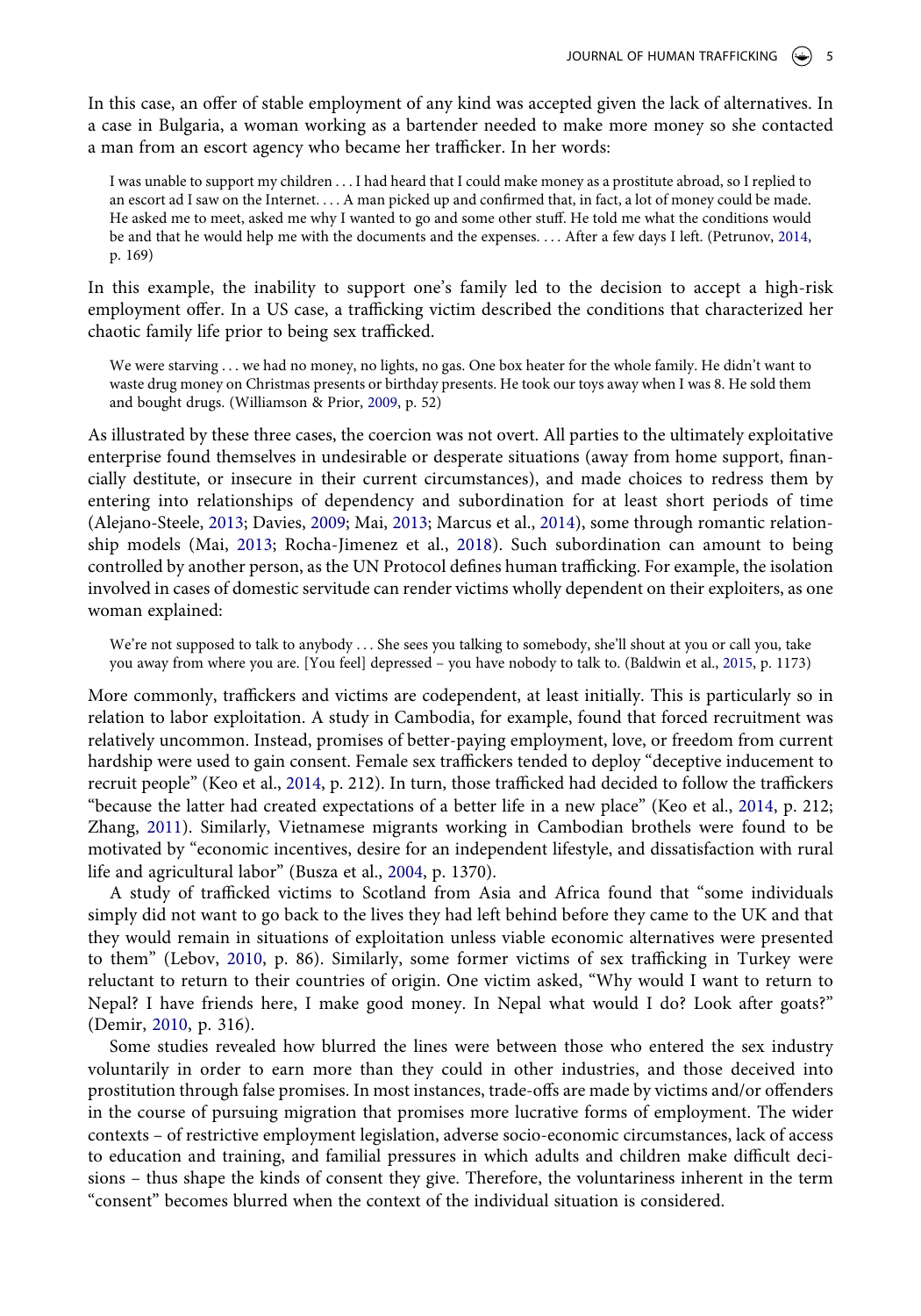In this case, an offer of stable employment of any kind was accepted given the lack of alternatives. In a case in Bulgaria, a woman working as a bartender needed to make more money so she contacted a man from an escort agency who became her trafficker. In her words:

> I was unable to support my children . . . I had heard that I could make money as a prostitute abroad, so I replied to an escort ad I saw on the Internet. . . . A man picked up and confirmed that, in fact, a lot of money could be made. He asked me to meet, asked me why I wanted to go and some other stuff. He told me what the conditions would be and that he would help me with the documents and the expenses. . . . After a few days I left. (Petrunov, 2014, p. 169)

In this example, the inability to support one's family led to the decision to accept a high-risk employment offer. In a US case, a trafficking victim described the conditions that characterized her chaotic family life prior to being sex trafficked.

> We were starving . . . we had no money, no lights, no gas. One box heater for the whole family. He didn't want to waste drug money on Christmas presents or birthday presents. He took our toys away when I was 8. He sold them and bought drugs. (Williamson & Prior, 2009, p. 52)

As illustrated by these three cases, the coercion was not overt. All parties to the ultimately exploitative enterprise found themselves in undesirable or desperate situations (away from home support, financially destitute, or insecure in their current circumstances), and made choices to redress them by entering into relationships of dependency and subordination for at least short periods of time (Alejano-Steele, 2013; Davies, 2009; Mai, 2013; Marcus et al., 2014), some through romantic relationship models (Mai, 2013; Rocha-Jimenez et al., 2018). Such subordination can amount to being controlled by another person, as the UN Protocol defines human trafficking. For example, the isolation involved in cases of domestic servitude can render victims wholly dependent on their exploiters, as one woman explained:

> We're not supposed to talk to anybody . . . She sees you talking to somebody, she'll shout at you or call you, take you away from where you are. [You feel] depressed – you have nobody to talk to. (Baldwin et al., 2015, p. 1173)

More commonly, traffickers and victims are codependent, at least initially. This is particularly so in relation to labor exploitation. A study in Cambodia, for example, found that forced recruitment was relatively uncommon. Instead, promises of better-paying employment, love, or freedom from current hardship were used to gain consent. Female sex traffickers tended to deploy "deceptive inducement to recruit people" (Keo et al., 2014, p. 212). In turn, those trafficked had decided to follow the traffickers "because the latter had created expectations of a better life in a new place" (Keo et al., 2014, p. 212; Zhang, 2011). Similarly, Vietnamese migrants working in Cambodian brothels were found to be motivated by "economic incentives, desire for an independent lifestyle, and dissatisfaction with rural life and agricultural labor" (Busza et al., 2004, p. 1370).

A study of trafficked victims to Scotland from Asia and Africa found that "some individuals simply did not want to go back to the lives they had left behind before they came to the UK and that they would remain in situations of exploitation unless viable economic alternatives were presented to them" (Lebov, 2010, p. 86). Similarly, some former victims of sex trafficking in Turkey were reluctant to return to their countries of origin. One victim asked, "Why would I want to return to Nepal? I have friends here, I make good money. In Nepal what would I do? Look after goats?" (Demir, 2010, p. 316).

Some studies revealed how blurred the lines were between those who entered the sex industry voluntarily in order to earn more than they could in other industries, and those deceived into prostitution through false promises. In most instances, trade-offs are made by victims and/or offenders in the course of pursuing migration that promises more lucrative forms of employment. The wider contexts – of restrictive employment legislation, adverse socio-economic circumstances, lack of access to education and training, and familial pressures in which adults and children make difficult decisions – thus shape the kinds of consent they give. Therefore, the voluntariness inherent in the term "consent" becomes blurred when the context of the individual situation is considered.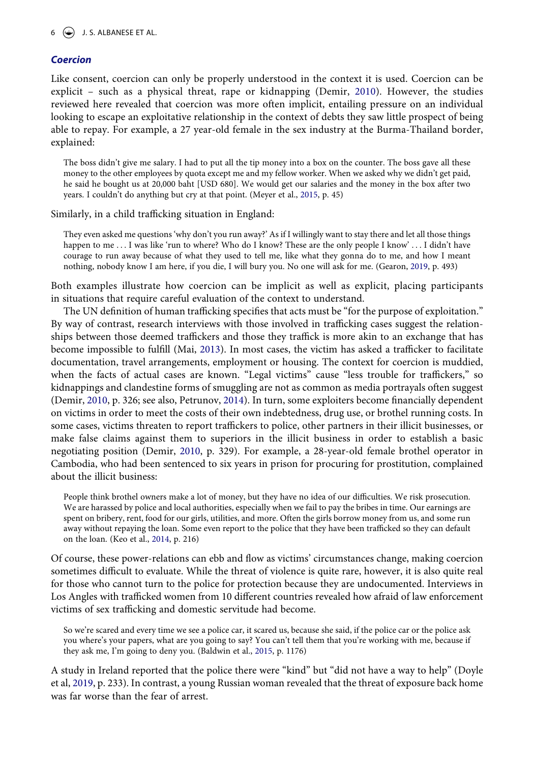### *Coercion*

Like consent, coercion can only be properly understood in the context it is used. Coercion can be explicit – such as a physical threat, rape or kidnapping (Demir, 2010). However, the studies reviewed here revealed that coercion was more often implicit, entailing pressure on an individual looking to escape an exploitative relationship in the context of debts they saw little prospect of being able to repay. For example, a 27 year-old female in the sex industry at the Burma-Thailand border, explained:

> The boss didn't give me salary. I had to put all the tip money into a box on the counter. The boss gave all these money to the other employees by quota except me and my fellow worker. When we asked why we didn't get paid, he said he bought us at 20,000 baht [USD 680]. We would get our salaries and the money in the box after two years. I couldn't do anything but cry at that point. (Meyer et al., 2015, p. 45)

Similarly, in a child trafficking situation in England:

> They even asked me questions 'why don't you run away?' As if I willingly want to stay there and let all those things happen to me . . . I was like 'run to where? Who do I know? These are the only people I know' . . . I didn't have courage to run away because of what they used to tell me, like what they gonna do to me, and how I meant nothing, nobody know I am here, if you die, I will bury you. No one will ask for me. (Gearon, 2019, p. 493)

Both examples illustrate how coercion can be implicit as well as explicit, placing participants in situations that require careful evaluation of the context to understand.

The UN definition of human trafficking specifies that acts must be "for the purpose of exploitation." By way of contrast, research interviews with those involved in trafficking cases suggest the relationships between those deemed traffickers and those they traffick is more akin to an exchange that has become impossible to fulfill (Mai, 2013). In most cases, the victim has asked a trafficker to facilitate documentation, travel arrangements, employment or housing. The context for coercion is muddied, when the facts of actual cases are known. "Legal victims" cause "less trouble for traffickers," so kidnappings and clandestine forms of smuggling are not as common as media portrayals often suggest (Demir, 2010, p. 326; see also, Petrunov, 2014). In turn, some exploiters become financially dependent on victims in order to meet the costs of their own indebtedness, drug use, or brothel running costs. In some cases, victims threaten to report traffickers to police, other partners in their illicit businesses, or make false claims against them to superiors in the illicit business in order to establish a basic negotiating position (Demir, 2010, p. 329). For example, a 28-year-old female brothel operator in Cambodia, who had been sentenced to six years in prison for procuring for prostitution, complained about the illicit business:

> People think brothel owners make a lot of money, but they have no idea of our difficulties. We risk prosecution. We are harassed by police and local authorities, especially when we fail to pay the bribes in time. Our earnings are spent on bribery, rent, food for our girls, utilities, and more. Often the girls borrow money from us, and some run away without repaying the loan. Some even report to the police that they have been trafficked so they can default on the loan. (Keo et al., 2014, p. 216)

Of course, these power-relations can ebb and flow as victims' circumstances change, making coercion sometimes difficult to evaluate. While the threat of violence is quite rare, however, it is also quite real for those who cannot turn to the police for protection because they are undocumented. Interviews in Los Angles with trafficked women from 10 different countries revealed how afraid of law enforcement victims of sex trafficking and domestic servitude had become.

> So we're scared and every time we see a police car, it scared us, because she said, if the police car or the police ask you where's your papers, what are you going to say? You can't tell them that you're working with me, because if they ask me, I'm going to deny you. (Baldwin et al., 2015, p. 1176)

A study in Ireland reported that the police there were "kind" but "did not have a way to help" (Doyle et al, 2019, p. 233). In contrast, a young Russian woman revealed that the threat of exposure back home was far worse than the fear of arrest.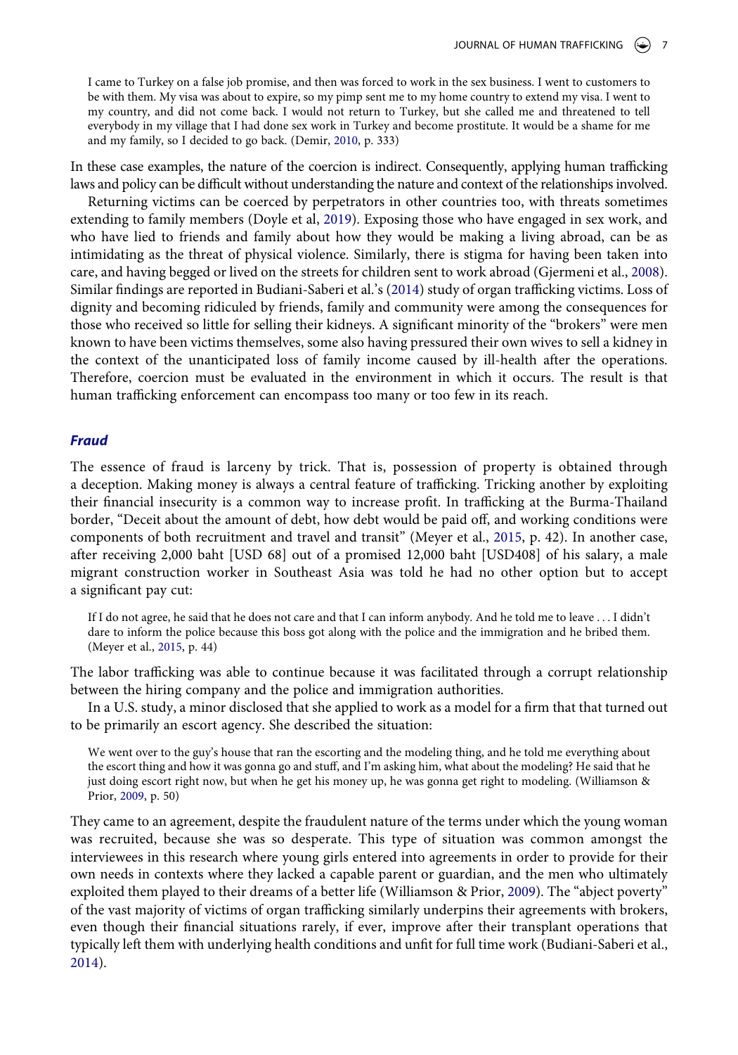> I came to Turkey on a false job promise, and then was forced to work in the sex business. I went to customers to be with them. My visa was about to expire, so my pimp sent me to my home country to extend my visa. I went to my country, and did not come back. I would not return to Turkey, but she called me and threatened to tell everybody in my village that I had done sex work in Turkey and become prostitute. It would be a shame for me and my family, so I decided to go back. (Demir, 2010, p. 333)

In these case examples, the nature of the coercion is indirect. Consequently, applying human trafficking laws and policy can be difficult without understanding the nature and context of the relationships involved.

Returning victims can be coerced by perpetrators in other countries too, with threats sometimes extending to family members (Doyle et al, 2019). Exposing those who have engaged in sex work, and who have lied to friends and family about how they would be making a living abroad, can be as intimidating as the threat of physical violence. Similarly, there is stigma for having been taken into care, and having begged or lived on the streets for children sent to work abroad (Gjermeni et al., 2008). Similar findings are reported in Budiani-Saberi et al.'s (2014) study of organ trafficking victims. Loss of dignity and becoming ridiculed by friends, family and community were among the consequences for those who received so little for selling their kidneys. A significant minority of the "brokers" were men known to have been victims themselves, some also having pressured their own wives to sell a kidney in the context of the unanticipated loss of family income caused by ill-health after the operations. Therefore, coercion must be evaluated in the environment in which it occurs. The result is that human trafficking enforcement can encompass too many or too few in its reach.

### *Fraud*

The essence of fraud is larceny by trick. That is, possession of property is obtained through a deception. Making money is always a central feature of trafficking. Tricking another by exploiting their financial insecurity is a common way to increase profit. In trafficking at the Burma-Thailand border, "Deceit about the amount of debt, how debt would be paid off, and working conditions were components of both recruitment and travel and transit" (Meyer et al., 2015, p. 42). In another case, after receiving 2,000 baht [USD 68] out of a promised 12,000 baht [USD408] of his salary, a male migrant construction worker in Southeast Asia was told he had no other option but to accept a significant pay cut:

> If I do not agree, he said that he does not care and that I can inform anybody. And he told me to leave . . . I didn't dare to inform the police because this boss got along with the police and the immigration and he bribed them. (Meyer et al., 2015, p. 44)

The labor trafficking was able to continue because it was facilitated through a corrupt relationship between the hiring company and the police and immigration authorities.

In a U.S. study, a minor disclosed that she applied to work as a model for a firm that that turned out to be primarily an escort agency. She described the situation:

> We went over to the guy's house that ran the escorting and the modeling thing, and he told me everything about the escort thing and how it was gonna go and stuff, and I'm asking him, what about the modeling? He said that he just doing escort right now, but when he get his money up, he was gonna get right to modeling. (Williamson & Prior, 2009, p. 50)

They came to an agreement, despite the fraudulent nature of the terms under which the young woman was recruited, because she was so desperate. This type of situation was common amongst the interviewees in this research where young girls entered into agreements in order to provide for their own needs in contexts where they lacked a capable parent or guardian, and the men who ultimately exploited them played to their dreams of a better life (Williamson & Prior, 2009). The "abject poverty" of the vast majority of victims of organ trafficking similarly underpins their agreements with brokers, even though their financial situations rarely, if ever, improve after their transplant operations that typically left them with underlying health conditions and unfit for full time work (Budiani-Saberi et al., 2014).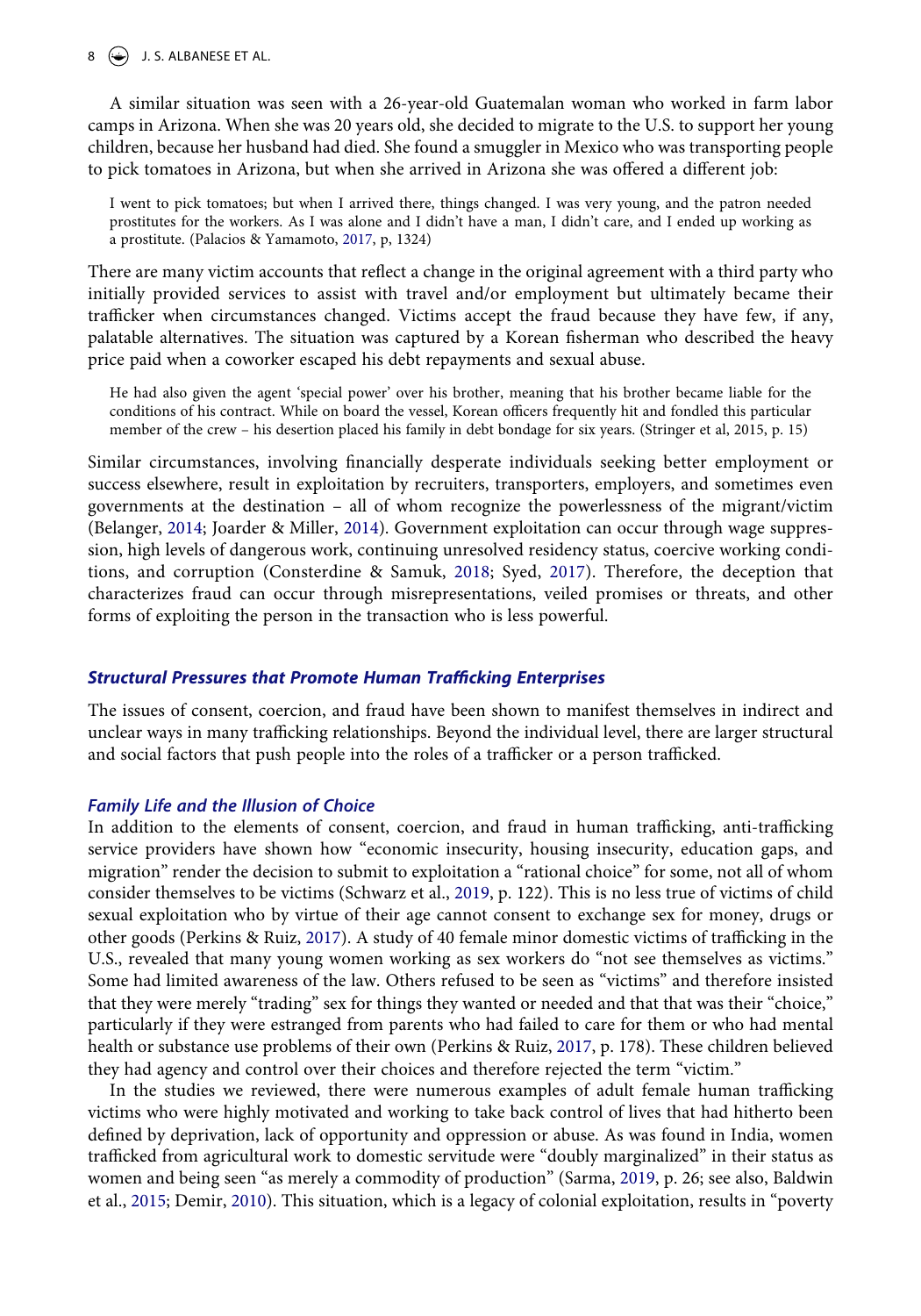A similar situation was seen with a 26-year-old Guatemalan woman who worked in farm labor camps in Arizona. When she was 20 years old, she decided to migrate to the U.S. to support her young children, because her husband had died. She found a smuggler in Mexico who was transporting people to pick tomatoes in Arizona, but when she arrived in Arizona she was offered a different job:

> I went to pick tomatoes; but when I arrived there, things changed. I was very young, and the patron needed prostitutes for the workers. As I was alone and I didn't have a man, I didn't care, and I ended up working as a prostitute. (Palacios & Yamamoto, 2017, p, 1324)

There are many victim accounts that reflect a change in the original agreement with a third party who initially provided services to assist with travel and/or employment but ultimately became their trafficker when circumstances changed. Victims accept the fraud because they have few, if any, palatable alternatives. The situation was captured by a Korean fisherman who described the heavy price paid when a coworker escaped his debt repayments and sexual abuse.

> He had also given the agent 'special power' over his brother, meaning that his brother became liable for the conditions of his contract. While on board the vessel, Korean officers frequently hit and fondled this particular member of the crew – his desertion placed his family in debt bondage for six years. (Stringer et al, 2015, p. 15)

Similar circumstances, involving financially desperate individuals seeking better employment or success elsewhere, result in exploitation by recruiters, transporters, employers, and sometimes even governments at the destination – all of whom recognize the powerlessness of the migrant/victim (Belanger, 2014; Joarder & Miller, 2014). Government exploitation can occur through wage suppression, high levels of dangerous work, continuing unresolved residency status, coercive working conditions, and corruption (Consterdine & Samuk, 2018; Syed, 2017). Therefore, the deception that characterizes fraud can occur through misrepresentations, veiled promises or threats, and other forms of exploiting the person in the transaction who is less powerful.

## Structural Pressures that Promote Human Trafficking Enterprises

The issues of consent, coercion, and fraud have been shown to manifest themselves in indirect and unclear ways in many trafficking relationships. Beyond the individual level, there are larger structural and social factors that push people into the roles of a trafficker or a person trafficked.

### Family Life and the Illusion of Choice

In addition to the elements of consent, coercion, and fraud in human trafficking, anti-trafficking service providers have shown how "economic insecurity, housing insecurity, education gaps, and migration" render the decision to submit to exploitation a "rational choice" for some, not all of whom consider themselves to be victims (Schwarz et al., 2019, p. 122). This is no less true of victims of child sexual exploitation who by virtue of their age cannot consent to exchange sex for money, drugs or other goods (Perkins & Ruiz, 2017). A study of 40 female minor domestic victims of trafficking in the U.S., revealed that many young women working as sex workers do "not see themselves as victims." Some had limited awareness of the law. Others refused to be seen as "victims" and therefore insisted that they were merely "trading" sex for things they wanted or needed and that that was their "choice," particularly if they were estranged from parents who had failed to care for them or who had mental health or substance use problems of their own (Perkins & Ruiz, 2017, p. 178). These children believed they had agency and control over their choices and therefore rejected the term "victim."

In the studies we reviewed, there were numerous examples of adult female human trafficking victims who were highly motivated and working to take back control of lives that had hitherto been defined by deprivation, lack of opportunity and oppression or abuse. As was found in India, women trafficked from agricultural work to domestic servitude were "doubly marginalized" in their status as women and being seen "as merely a commodity of production" (Sarma, 2019, p. 26; see also, Baldwin et al., 2015; Demir, 2010). This situation, which is a legacy of colonial exploitation, results in "poverty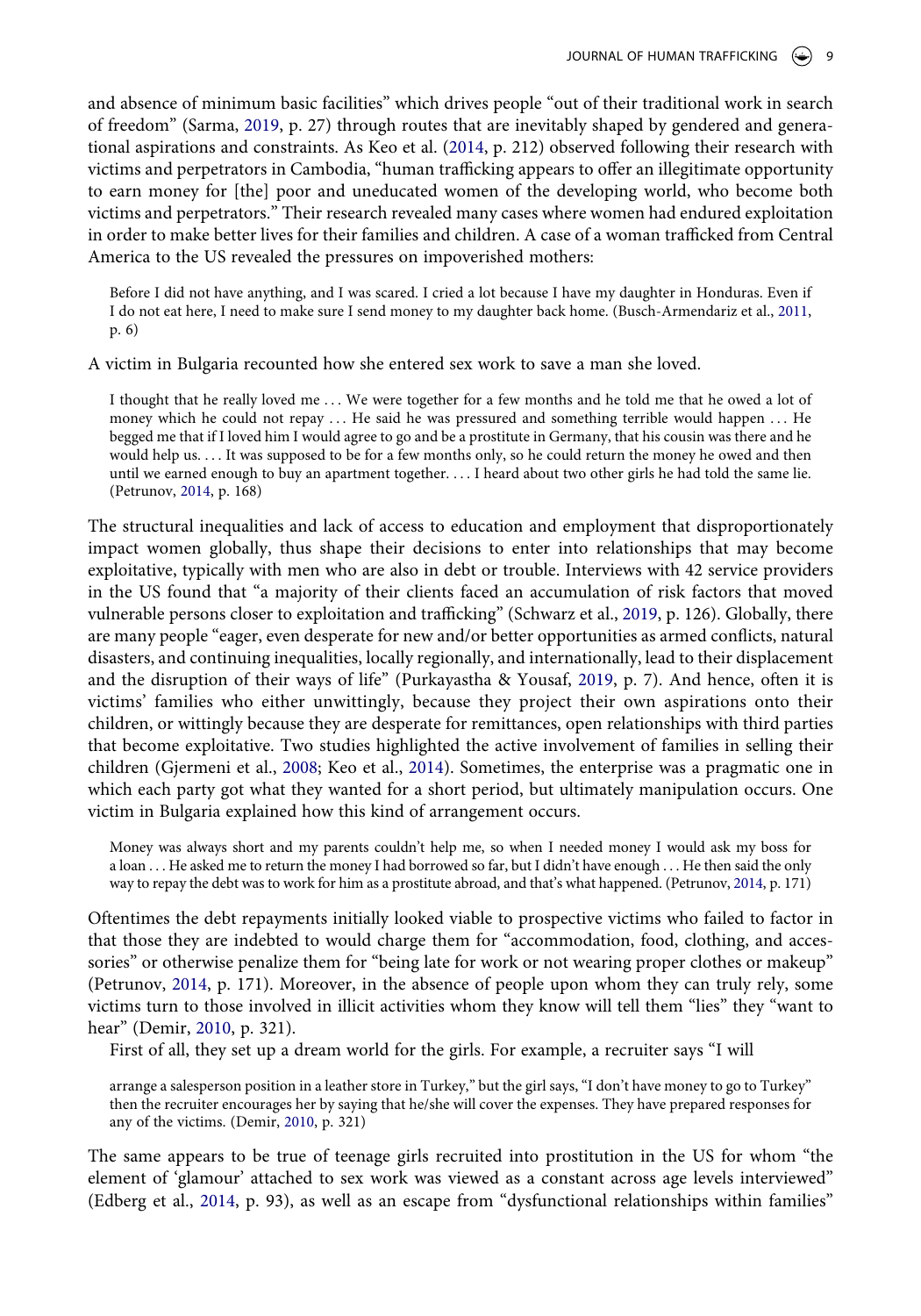and absence of minimum basic facilities" which drives people "out of their traditional work in search of freedom" (Sarma, 2019, p. 27) through routes that are inevitably shaped by gendered and generational aspirations and constraints. As Keo et al. (2014, p. 212) observed following their research with victims and perpetrators in Cambodia, "human trafficking appears to offer an illegitimate opportunity to earn money for [the] poor and uneducated women of the developing world, who become both victims and perpetrators." Their research revealed many cases where women had endured exploitation in order to make better lives for their families and children. A case of a woman trafficked from Central America to the US revealed the pressures on impoverished mothers:

> Before I did not have anything, and I was scared. I cried a lot because I have my daughter in Honduras. Even if I do not eat here, I need to make sure I send money to my daughter back home. (Busch-Armendariz et al., 2011, p. 6)

A victim in Bulgaria recounted how she entered sex work to save a man she loved.

> I thought that he really loved me … We were together for a few months and he told me that he owed a lot of money which he could not repay … He said he was pressured and something terrible would happen … He begged me that if I loved him I would agree to go and be a prostitute in Germany, that his cousin was there and he would help us. … It was supposed to be for a few months only, so he could return the money he owed and then until we earned enough to buy an apartment together. … I heard about two other girls he had told the same lie. (Petrunov, 2014, p. 168)

The structural inequalities and lack of access to education and employment that disproportionately impact women globally, thus shape their decisions to enter into relationships that may become exploitative, typically with men who are also in debt or trouble. Interviews with 42 service providers in the US found that "a majority of their clients faced an accumulation of risk factors that moved vulnerable persons closer to exploitation and trafficking" (Schwarz et al., 2019, p. 126). Globally, there are many people "eager, even desperate for new and/or better opportunities as armed conflicts, natural disasters, and continuing inequalities, locally regionally, and internationally, lead to their displacement and the disruption of their ways of life" (Purkayastha & Yousaf, 2019, p. 7). And hence, often it is victims' families who either unwittingly, because they project their own aspirations onto their children, or wittingly because they are desperate for remittances, open relationships with third parties that become exploitative. Two studies highlighted the active involvement of families in selling their children (Gjermeni et al., 2008; Keo et al., 2014). Sometimes, the enterprise was a pragmatic one in which each party got what they wanted for a short period, but ultimately manipulation occurs. One victim in Bulgaria explained how this kind of arrangement occurs.

> Money was always short and my parents couldn't help me, so when I needed money I would ask my boss for a loan … He asked me to return the money I had borrowed so far, but I didn't have enough … He then said the only way to repay the debt was to work for him as a prostitute abroad, and that's what happened. (Petrunov, 2014, p. 171)

Oftentimes the debt repayments initially looked viable to prospective victims who failed to factor in that those they are indebted to would charge them for "accommodation, food, clothing, and accessories" or otherwise penalize them for "being late for work or not wearing proper clothes or makeup" (Petrunov, 2014, p. 171). Moreover, in the absence of people upon whom they can truly rely, some victims turn to those involved in illicit activities whom they know will tell them "lies" they "want to hear" (Demir, 2010, p. 321).

First of all, they set up a dream world for the girls. For example, a recruiter says "I will

> arrange a salesperson position in a leather store in Turkey," but the girl says, "I don't have money to go to Turkey" then the recruiter encourages her by saying that he/she will cover the expenses. They have prepared responses for any of the victims. (Demir, 2010, p. 321)

The same appears to be true of teenage girls recruited into prostitution in the US for whom "the element of 'glamour' attached to sex work was viewed as a constant across age levels interviewed" (Edberg et al., 2014, p. 93), as well as an escape from "dysfunctional relationships within families"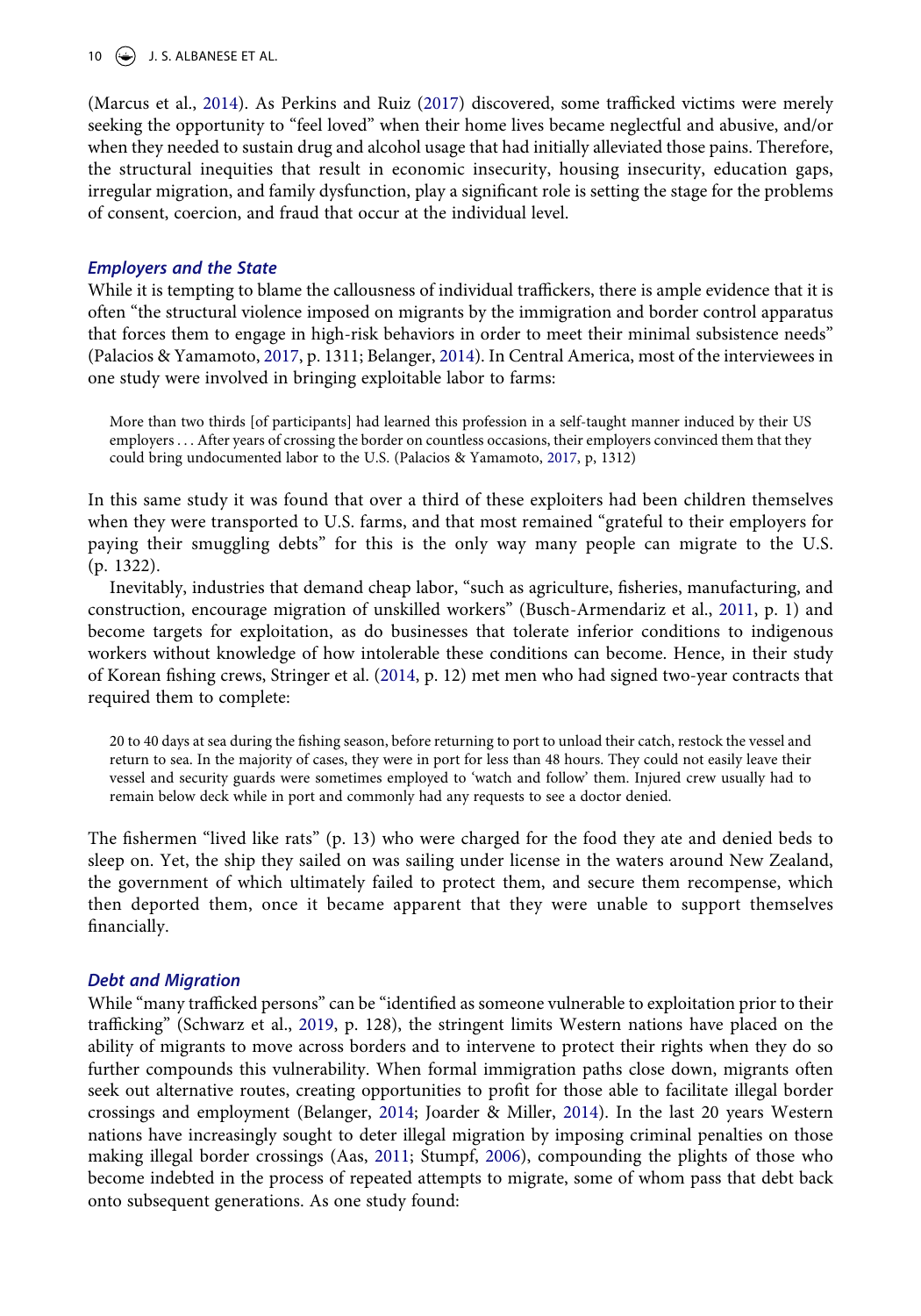(Marcus et al., 2014). As Perkins and Ruiz (2017) discovered, some trafficked victims were merely seeking the opportunity to "feel loved" when their home lives became neglectful and abusive, and/or when they needed to sustain drug and alcohol usage that had initially alleviated those pains. Therefore, the structural inequities that result in economic insecurity, housing insecurity, education gaps, irregular migration, and family dysfunction, play a significant role is setting the stage for the problems of consent, coercion, and fraud that occur at the individual level.

### *Employers and the State*

While it is tempting to blame the callousness of individual traffickers, there is ample evidence that it is often "the structural violence imposed on migrants by the immigration and border control apparatus that forces them to engage in high-risk behaviors in order to meet their minimal subsistence needs" (Palacios & Yamamoto, 2017, p. 1311; Belanger, 2014). In Central America, most of the interviewees in one study were involved in bringing exploitable labor to farms:

> More than two thirds [of participants] had learned this profession in a self-taught manner induced by their US employers . . . After years of crossing the border on countless occasions, their employers convinced them that they could bring undocumented labor to the U.S. (Palacios & Yamamoto, 2017, p, 1312)

In this same study it was found that over a third of these exploiters had been children themselves when they were transported to U.S. farms, and that most remained "grateful to their employers for paying their smuggling debts" for this is the only way many people can migrate to the U.S. (p. 1322).

Inevitably, industries that demand cheap labor, "such as agriculture, fisheries, manufacturing, and construction, encourage migration of unskilled workers" (Busch-Armendariz et al., 2011, p. 1) and become targets for exploitation, as do businesses that tolerate inferior conditions to indigenous workers without knowledge of how intolerable these conditions can become. Hence, in their study of Korean fishing crews, Stringer et al. (2014, p. 12) met men who had signed two-year contracts that required them to complete:

> 20 to 40 days at sea during the fishing season, before returning to port to unload their catch, restock the vessel and return to sea. In the majority of cases, they were in port for less than 48 hours. They could not easily leave their vessel and security guards were sometimes employed to 'watch and follow' them. Injured crew usually had to remain below deck while in port and commonly had any requests to see a doctor denied.

The fishermen "lived like rats" (p. 13) who were charged for the food they ate and denied beds to sleep on. Yet, the ship they sailed on was sailing under license in the waters around New Zealand, the government of which ultimately failed to protect them, and secure them recompense, which then deported them, once it became apparent that they were unable to support themselves financially.

### *Debt and Migration*

While "many trafficked persons" can be "identified as someone vulnerable to exploitation prior to their trafficking" (Schwarz et al., 2019, p. 128), the stringent limits Western nations have placed on the ability of migrants to move across borders and to intervene to protect their rights when they do so further compounds this vulnerability. When formal immigration paths close down, migrants often seek out alternative routes, creating opportunities to profit for those able to facilitate illegal border crossings and employment (Belanger, 2014; Joarder & Miller, 2014). In the last 20 years Western nations have increasingly sought to deter illegal migration by imposing criminal penalties on those making illegal border crossings (Aas, 2011; Stumpf, 2006), compounding the plights of those who become indebted in the process of repeated attempts to migrate, some of whom pass that debt back onto subsequent generations. As one study found: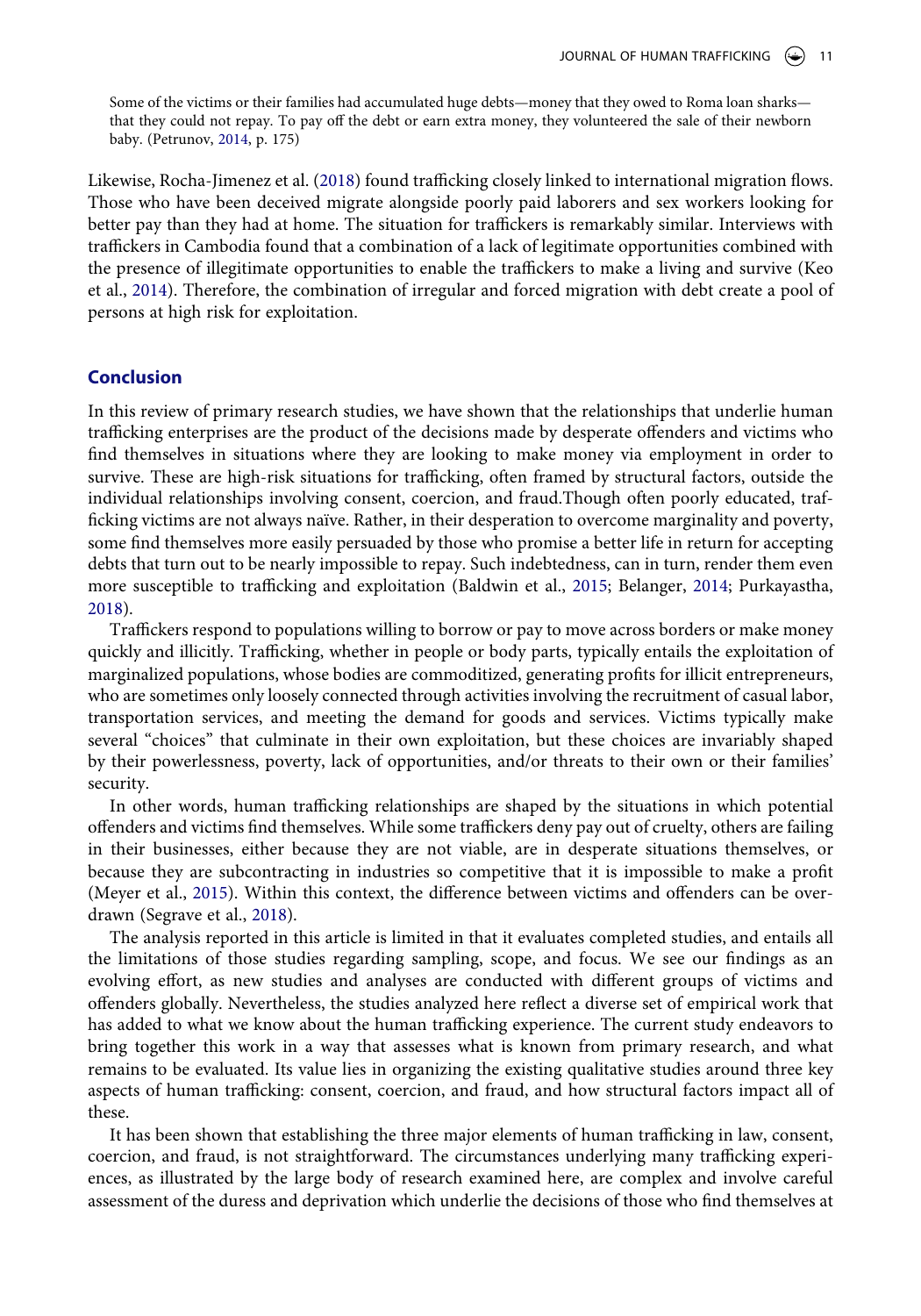> Some of the victims or their families had accumulated huge debts—money that they owed to Roma loan sharks—that they could not repay. To pay off the debt or earn extra money, they volunteered the sale of their newborn baby. (Petrunov, 2014, p. 175)

Likewise, Rocha-Jimenez et al. (2018) found trafficking closely linked to international migration flows. Those who have been deceived migrate alongside poorly paid laborers and sex workers looking for better pay than they had at home. The situation for traffickers is remarkably similar. Interviews with traffickers in Cambodia found that a combination of a lack of legitimate opportunities combined with the presence of illegitimate opportunities to enable the traffickers to make a living and survive (Keo et al., 2014). Therefore, the combination of irregular and forced migration with debt create a pool of persons at high risk for exploitation.

## Conclusion

In this review of primary research studies, we have shown that the relationships that underlie human trafficking enterprises are the product of the decisions made by desperate offenders and victims who find themselves in situations where they are looking to make money via employment in order to survive. These are high-risk situations for trafficking, often framed by structural factors, outside the individual relationships involving consent, coercion, and fraud.Though often poorly educated, trafficking victims are not always naïve. Rather, in their desperation to overcome marginality and poverty, some find themselves more easily persuaded by those who promise a better life in return for accepting debts that turn out to be nearly impossible to repay. Such indebtedness, can in turn, render them even more susceptible to trafficking and exploitation (Baldwin et al., 2015; Belanger, 2014; Purkayastha, 2018).

Traffickers respond to populations willing to borrow or pay to move across borders or make money quickly and illicitly. Trafficking, whether in people or body parts, typically entails the exploitation of marginalized populations, whose bodies are commoditized, generating profits for illicit entrepreneurs, who are sometimes only loosely connected through activities involving the recruitment of casual labor, transportation services, and meeting the demand for goods and services. Victims typically make several "choices" that culminate in their own exploitation, but these choices are invariably shaped by their powerlessness, poverty, lack of opportunities, and/or threats to their own or their families' security.

In other words, human trafficking relationships are shaped by the situations in which potential offenders and victims find themselves. While some traffickers deny pay out of cruelty, others are failing in their businesses, either because they are not viable, are in desperate situations themselves, or because they are subcontracting in industries so competitive that it is impossible to make a profit (Meyer et al., 2015). Within this context, the difference between victims and offenders can be overdrawn (Segrave et al., 2018).

The analysis reported in this article is limited in that it evaluates completed studies, and entails all the limitations of those studies regarding sampling, scope, and focus. We see our findings as an evolving effort, as new studies and analyses are conducted with different groups of victims and offenders globally. Nevertheless, the studies analyzed here reflect a diverse set of empirical work that has added to what we know about the human trafficking experience. The current study endeavors to bring together this work in a way that assesses what is known from primary research, and what remains to be evaluated. Its value lies in organizing the existing qualitative studies around three key aspects of human trafficking: consent, coercion, and fraud, and how structural factors impact all of these.

It has been shown that establishing the three major elements of human trafficking in law, consent, coercion, and fraud, is not straightforward. The circumstances underlying many trafficking experiences, as illustrated by the large body of research examined here, are complex and involve careful assessment of the duress and deprivation which underlie the decisions of those who find themselves at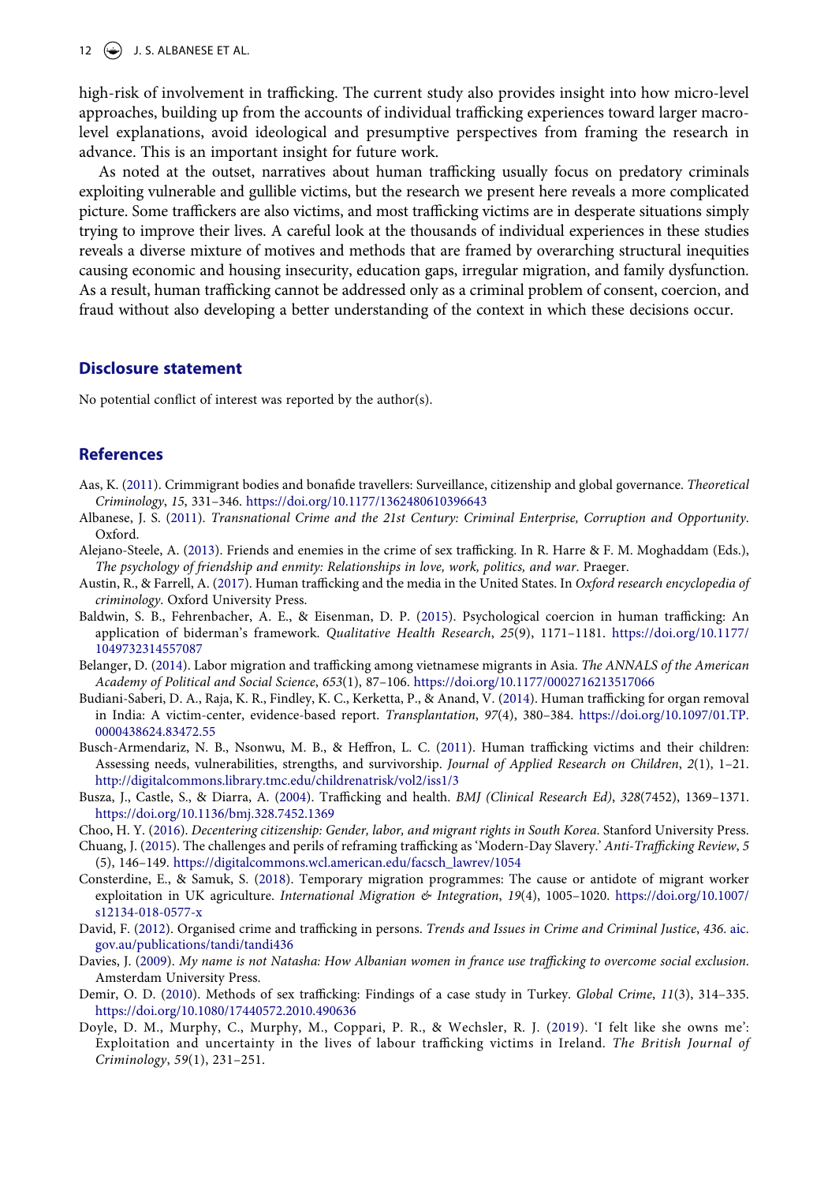high-risk of involvement in trafficking. The current study also provides insight into how micro-level approaches, building up from the accounts of individual trafficking experiences toward larger macro-level explanations, avoid ideological and presumptive perspectives from framing the research in advance. This is an important insight for future work.

As noted at the outset, narratives about human trafficking usually focus on predatory criminals exploiting vulnerable and gullible victims, but the research we present here reveals a more complicated picture. Some traffickers are also victims, and most trafficking victims are in desperate situations simply trying to improve their lives. A careful look at the thousands of individual experiences in these studies reveals a diverse mixture of motives and methods that are framed by overarching structural inequities causing economic and housing insecurity, education gaps, irregular migration, and family dysfunction. As a result, human trafficking cannot be addressed only as a criminal problem of consent, coercion, and fraud without also developing a better understanding of the context in which these decisions occur.

## Disclosure statement

No potential conflict of interest was reported by the author(s).

## References

Aas, K. (2011). Crimmigrant bodies and bonafide travellers: Surveillance, citizenship and global governance. *Theoretical Criminology*, *15*, 331–346. https://doi.org/10.1177/1362480610396643

Albanese, J. S. (2011). *Transnational Crime and the 21st Century: Criminal Enterprise, Corruption and Opportunity*. Oxford.

Alejano-Steele, A. (2013). Friends and enemies in the crime of sex trafficking. In R. Harre & F. M. Moghaddam (Eds.), *The psychology of friendship and enmity: Relationships in love, work, politics, and war*. Praeger.

Austin, R., & Farrell, A. (2017). Human trafficking and the media in the United States. In *Oxford research encyclopedia of criminology*. Oxford University Press.

Baldwin, S. B., Fehrenbacher, A. E., & Eisenman, D. P. (2015). Psychological coercion in human trafficking: An application of biderman's framework. *Qualitative Health Research*, *25*(9), 1171–1181. https://doi.org/10.1177/1049732314557087

Belanger, D. (2014). Labor migration and trafficking among vietnamese migrants in Asia. *The ANNALS of the American Academy of Political and Social Science*, *653*(1), 87–106. https://doi.org/10.1177/0002716213517066

Budiani-Saberi, D. A., Raja, K. R., Findley, K. C., Kerketta, P., & Anand, V. (2014). Human trafficking for organ removal in India: A victim-center, evidence-based report. *Transplantation*, *97*(4), 380–384. https://doi.org/10.1097/01.TP.0000438624.83472.55

Busch-Armendariz, N. B., Nsonwu, M. B., & Heffron, L. C. (2011). Human trafficking victims and their children: Assessing needs, vulnerabilities, strengths, and survivorship. *Journal of Applied Research on Children*, *2*(1), 1–21. http://digitalcommons.library.tmc.edu/childrenatrisk/vol2/iss1/3

Busza, J., Castle, S., & Diarra, A. (2004). Trafficking and health. *BMJ (Clinical Research Ed)*, *328*(7452), 1369–1371. https://doi.org/10.1136/bmj.328.7452.1369

Choo, H. Y. (2016). *Decentering citizenship: Gender, labor, and migrant rights in South Korea*. Stanford University Press.

Chuang, J. (2015). The challenges and perils of reframing trafficking as 'Modern-Day Slavery.' *Anti-Trafficking Review*, *5* (5), 146–149. https://digitalcommons.wcl.american.edu/facsch_lawrev/1054

Consterdine, E., & Samuk, S. (2018). Temporary migration programmes: The cause or antidote of migrant worker exploitation in UK agriculture. *International Migration & Integration*, *19*(4), 1005–1020. https://doi.org/10.1007/s12134-018-0577-x

David, F. (2012). Organised crime and trafficking in persons. *Trends and Issues in Crime and Criminal Justice*, *436*. aic.gov.au/publications/tandi/tandi436

Davies, J. (2009). *My name is not Natasha: How Albanian women in france use trafficking to overcome social exclusion*. Amsterdam University Press.

Demir, O. D. (2010). Methods of sex trafficking: Findings of a case study in Turkey. *Global Crime*, *11*(3), 314–335. https://doi.org/10.1080/17440572.2010.490636

Doyle, D. M., Murphy, C., Murphy, M., Coppari, P. R., & Wechsler, R. J. (2019). 'I felt like she owns me': Exploitation and uncertainty in the lives of labour trafficking victims in Ireland. *The British Journal of Criminology*, *59*(1), 231–251.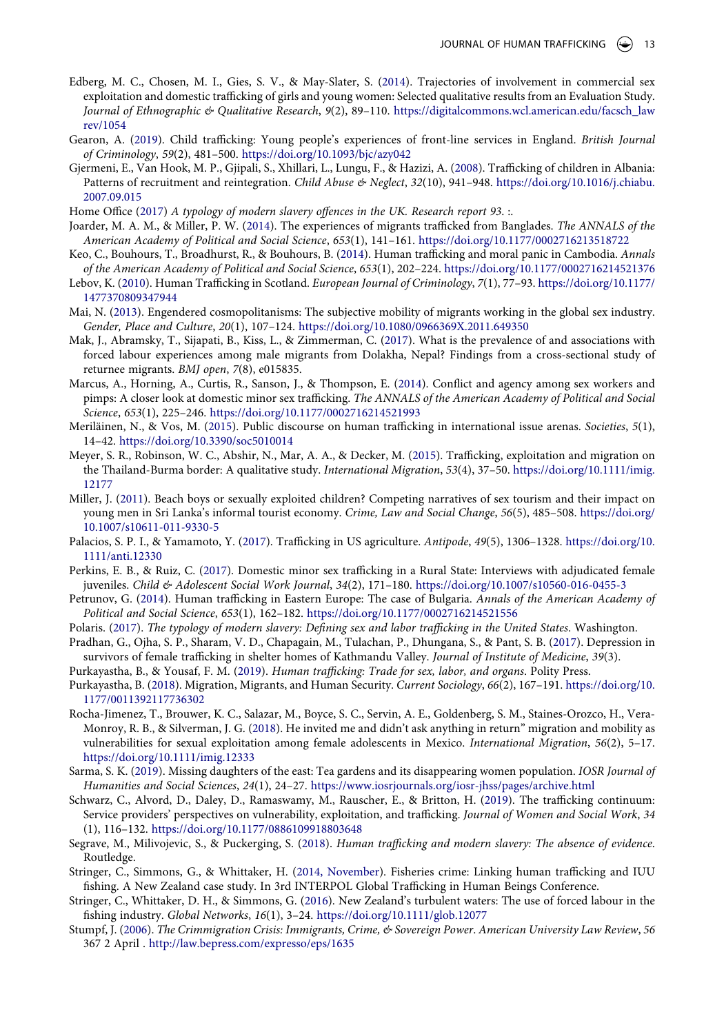Edberg, M. C., Chosen, M. I., Gies, S. V., & May-Slater, S. (2014). Trajectories of involvement in commercial sex exploitation and domestic trafficking of girls and young women: Selected qualitative results from an Evaluation Study. *Journal of Ethnographic & Qualitative Research*, *9*(2), 89–110. https://digitalcommons.wcl.american.edu/facsch_lawrev/1054

Gearon, A. (2019). Child trafficking: Young people's experiences of front-line services in England. *British Journal of Criminology*, *59*(2), 481–500. https://doi.org/10.1093/bjc/azy042

Gjermeni, E., Van Hook, M. P., Gjipali, S., Xhillari, L., Lungu, F., & Hazizi, A. (2008). Trafficking of children in Albania: Patterns of recruitment and reintegration. *Child Abuse & Neglect*, *32*(10), 941–948. https://doi.org/10.1016/j.chiabu.2007.09.015

Home Office (2017) *A typology of modern slavery offences in the UK. Research report 93.* :.

Joarder, M. A. M., & Miller, P. W. (2014). The experiences of migrants trafficked from Banglades. *The ANNALS of the American Academy of Political and Social Science*, *653*(1), 141–161. https://doi.org/10.1177/0002716213518722

Keo, C., Bouhours, T., Broadhurst, R., & Bouhours, B. (2014). Human trafficking and moral panic in Cambodia. *Annals of the American Academy of Political and Social Science*, *653*(1), 202–224. https://doi.org/10.1177/0002716214521376

Lebov, K. (2010). Human Trafficking in Scotland. *European Journal of Criminology*, *7*(1), 77–93. https://doi.org/10.1177/1477370809347944

Mai, N. (2013). Engendered cosmopolitanisms: The subjective mobility of migrants working in the global sex industry. *Gender, Place and Culture*, *20*(1), 107–124. https://doi.org/10.1080/0966369X.2011.649350

Mak, J., Abramsky, T., Sijapati, B., Kiss, L., & Zimmerman, C. (2017). What is the prevalence of and associations with forced labour experiences among male migrants from Dolakha, Nepal? Findings from a cross-sectional study of returnee migrants. *BMJ open*, *7*(8), e015835.

Marcus, A., Horning, A., Curtis, R., Sanson, J., & Thompson, E. (2014). Conflict and agency among sex workers and pimps: A closer look at domestic minor sex trafficking. *The ANNALS of the American Academy of Political and Social Science*, *653*(1), 225–246. https://doi.org/10.1177/0002716214521993

Meriläinen, N., & Vos, M. (2015). Public discourse on human trafficking in international issue arenas. *Societies*, *5*(1), 14–42. https://doi.org/10.3390/soc5010014

Meyer, S. R., Robinson, W. C., Abshir, N., Mar, A. A., & Decker, M. (2015). Trafficking, exploitation and migration on the Thailand-Burma border: A qualitative study. *International Migration*, *53*(4), 37–50. https://doi.org/10.1111/imig.12177

Miller, J. (2011). Beach boys or sexually exploited children? Competing narratives of sex tourism and their impact on young men in Sri Lanka's informal tourist economy. *Crime, Law and Social Change*, *56*(5), 485–508. https://doi.org/10.1007/s10611-011-9330-5

Palacios, S. P. I., & Yamamoto, Y. (2017). Trafficking in US agriculture. *Antipode*, *49*(5), 1306–1328. https://doi.org/10.1111/anti.12330

Perkins, E. B., & Ruiz, C. (2017). Domestic minor sex trafficking in a Rural State: Interviews with adjudicated female juveniles. *Child & Adolescent Social Work Journal*, *34*(2), 171–180. https://doi.org/10.1007/s10560-016-0455-3

Petrunov, G. (2014). Human trafficking in Eastern Europe: The case of Bulgaria. *Annals of the American Academy of Political and Social Science*, *653*(1), 162–182. https://doi.org/10.1177/0002716214521556

Polaris. (2017). *The typology of modern slavery: Defining sex and labor trafficking in the United States*. Washington.

Pradhan, G., Ojha, S. P., Sharam, V. D., Chapagain, M., Tulachan, P., Dhungana, S., & Pant, S. B. (2017). Depression in survivors of female trafficking in shelter homes of Kathmandu Valley. *Journal of Institute of Medicine*, *39*(3).

Purkayastha, B., & Yousaf, F. M. (2019). *Human trafficking: Trade for sex, labor, and organs*. Polity Press.

Purkayastha, B. (2018). Migration, Migrants, and Human Security. *Current Sociology*, *66*(2), 167–191. https://doi.org/10.1177/0011392117736302

Rocha-Jimenez, T., Brouwer, K. C., Salazar, M., Boyce, S. C., Servin, A. E., Goldenberg, S. M., Staines-Orozco, H., Vera-Monroy, R. B., & Silverman, J. G. (2018). He invited me and didn't ask anything in return" migration and mobility as vulnerabilities for sexual exploitation among female adolescents in Mexico. *International Migration*, *56*(2), 5–17. https://doi.org/10.1111/imig.12333

Sarma, S. K. (2019). Missing daughters of the east: Tea gardens and its disappearing women population. *IOSR Journal of Humanities and Social Sciences*, *24*(1), 24–27. https://www.iosrjournals.org/iosr-jhss/pages/archive.html

Schwarz, C., Alvord, D., Daley, D., Ramaswamy, M., Rauscher, E., & Britton, H. (2019). The trafficking continuum: Service providers' perspectives on vulnerability, exploitation, and trafficking. *Journal of Women and Social Work*, *34* (1), 116–132. https://doi.org/10.1177/0886109918803648

Segrave, M., Milivojevic, S., & Puckerging, S. (2018). *Human trafficking and modern slavery: The absence of evidence.* Routledge.

Stringer, C., Simmons, G., & Whittaker, H. (2014, November). Fisheries crime: Linking human trafficking and IUU fishing. A New Zealand case study. In 3rd INTERPOL Global Trafficking in Human Beings Conference.

Stringer, C., Whittaker, D. H., & Simmons, G. (2016). New Zealand's turbulent waters: The use of forced labour in the fishing industry. *Global Networks*, *16*(1), 3–24. https://doi.org/10.1111/glob.12077

Stumpf, J. (2006). *The Crimmigration Crisis: Immigrants, Crime, & Sovereign Power. American University Law Review*, *56* 367 2 April . http://law.bepress.com/expresso/eps/1635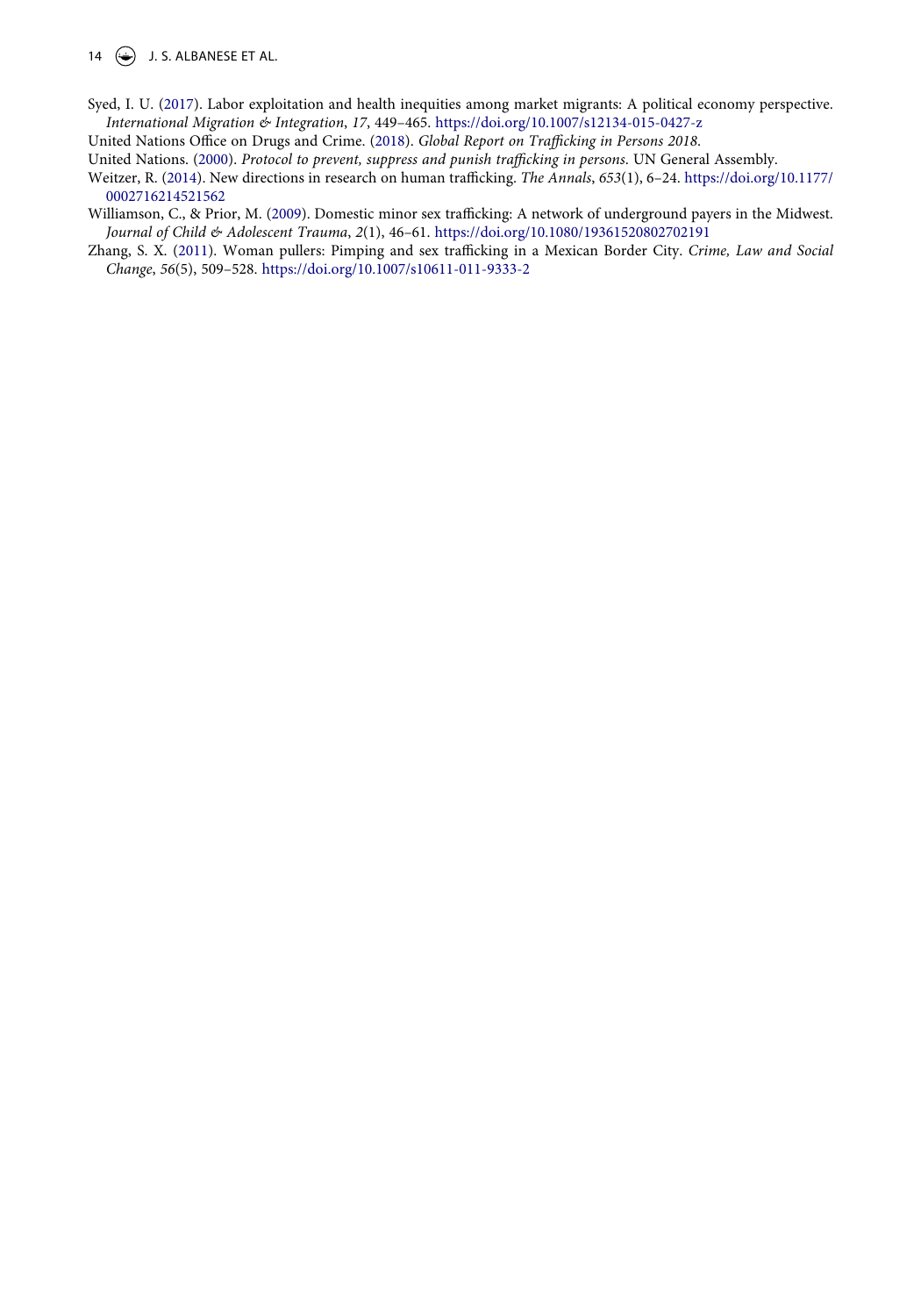Syed, I. U. (2017). Labor exploitation and health inequities among market migrants: A political economy perspective. *International Migration & Integration*, *17*, 449–465. https://doi.org/10.1007/s12134-015-0427-z

United Nations Office on Drugs and Crime. (2018). *Global Report on Trafficking in Persons 2018*.

United Nations. (2000). *Protocol to prevent, suppress and punish trafficking in persons*. UN General Assembly.

Weitzer, R. (2014). New directions in research on human trafficking. *The Annals*, *653*(1), 6–24. https://doi.org/10.1177/0002716214521562

Williamson, C., & Prior, M. (2009). Domestic minor sex trafficking: A network of underground payers in the Midwest. *Journal of Child & Adolescent Trauma*, *2*(1), 46–61. https://doi.org/10.1080/19361520802702191

Zhang, S. X. (2011). Woman pullers: Pimping and sex trafficking in a Mexican Border City. *Crime, Law and Social Change*, *56*(5), 509–528. https://doi.org/10.1007/s10611-011-9333-2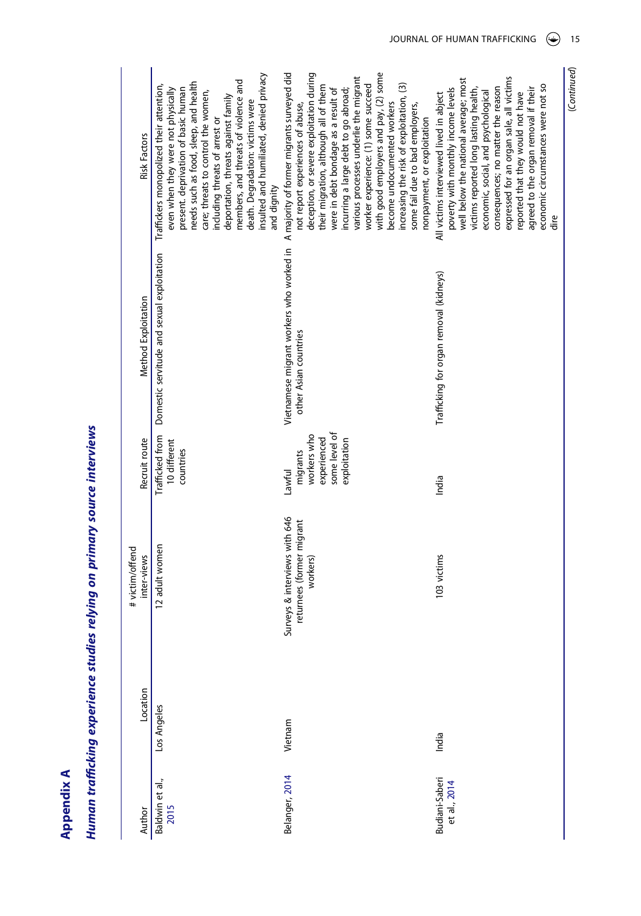# Appendix A

## *Human trafficking experience studies relying on primary source interviews*

| Author | Location | # victim/offend inter-views | Recruit route | Method Exploitation | Risk Factors |
|---|---|---|---|---|---|
| Baldwin et al., 2015 | Los Angeles | 12 adult women | Trafficked from 10 different countries | Domestic servitude and sexual exploitation | Traffickers monopolized their attention, even when they were not physically present. deprivation of basic human needs such as food, sleep, and health care; threats to control the women, including threats of arrest or deportation, threats against family members, and threats of violence and death. Degradation: victims were insulted and humiliated, denied privacy and dignity |
| Belanger, 2014 | Vietnam | Surveys & interviews with 646 returnees (former migrant workers) | Lawful migrants workers who experienced some level of exploitation | Vietnamese migrant workers who worked in other Asian countries | A majority of former migrants surveyed did not report experiences of abuse, deception, or severe exploitation during their migration, although all of them were in debt bondage as a result of incurring a large debt to go abroad; various processes underlie the migrant worker experience: (1) some succeed with good employers and pay, (2) some become undocumented workers increasing the risk of exploitation, (3) some fail due to bad employers, nonpayment, or exploitation |
| Budiani-Saberi et al., 2014 | India | 103 victims | India | Trafficking for organ removal (kidneys) | All victims interviewed lived in abject poverty with monthly income levels well below the national average; most victims reported long lasting health, economic, social, and psychological consequences; no matter the reason expressed for an organ sale, all victims reported that they would not have agreed to the organ removal if their economic circumstances were not so dire |

(*Continued*)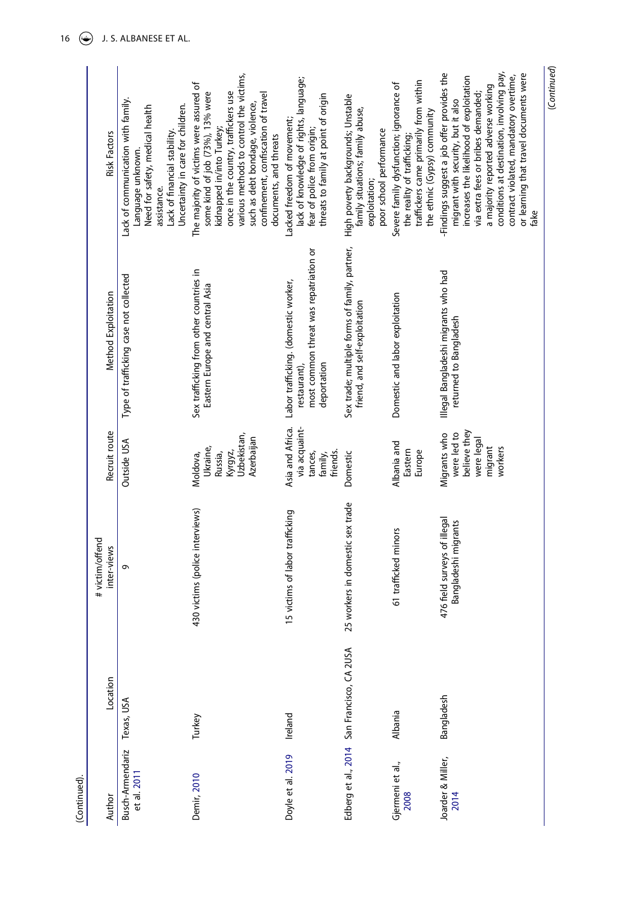(Continued).

| Author | Location | # victim/offend inter-views | Recruit route | Method Exploitation | Risk Factors |
|---|---|---|---|---|---|
| Busch-Armendariz et al. 2011 | Texas, USA | 9 | Outside USA | Type of trafficking case not collected | Lack of communication with family. Language unknown. Need for safety, medical health assistance. Lack of financial stability. Uncertainty in care for children. |
| Demir, 2010 | Turkey | 430 victims (police interviews) | Moldova, Ukraine, Russia, Kyrgyz, Uzbekistan, Azerbaijan | Sex trafficking from other countries in Eastern Europe and central Asia | The majority of victims were assured of some kind of job (73%), 13% were kidnapped in/into Turkey; once in the country, traffickers use various methods to control the victims, such as debt bondage, violence, confinement, confiscation of travel documents, and threats |
| Doyle et al. 2019 | Ireland | 15 victims of labor trafficking | Asia and Africa. via acquaint-tances, family, friends. | Labor trafficking. (domestic worker, restaurant), most common threat was repatriation or deportation | Lacked freedom of movement; lack of knowledge of rights, language; fear of police from origin; threats to family at point of origin |
| Edberg et al., 2014 | San Francisco, CA 2USA | 25 workers in domestic sex trade | Domestic | Sex trade; multiple forms of family, partner, friend, and self-exploitation | High poverty backgrounds; Unstable family situations; family abuse, exploitation; poor school performance |
| Gjermeni et al., 2008 | Albania | 61 trafficked minors | Albania and Eastern Europe | Domestic and labor exploitation | Severe family dysfunction; ignorance of the reality of trafficking; traffickers came primarily from within the ethnic (Gypsy) community |
| Joarder & Miller, 2014 | Bangladesh | 476 field surveys of illegal Bangladeshi migrants | Migrants who were led to believe they were legal migrant workers | Illegal Bangladeshi migrants who had returned to Bangladesh | -Findings suggest a job offer provides the migrant with security, but it also increases the likelihood of exploitation via extra fees or bribes demanded; a majority reported adverse working conditions at destination, involving pay, contract violated, mandatory overtime, or learning that travel documents were fake |

(Continued)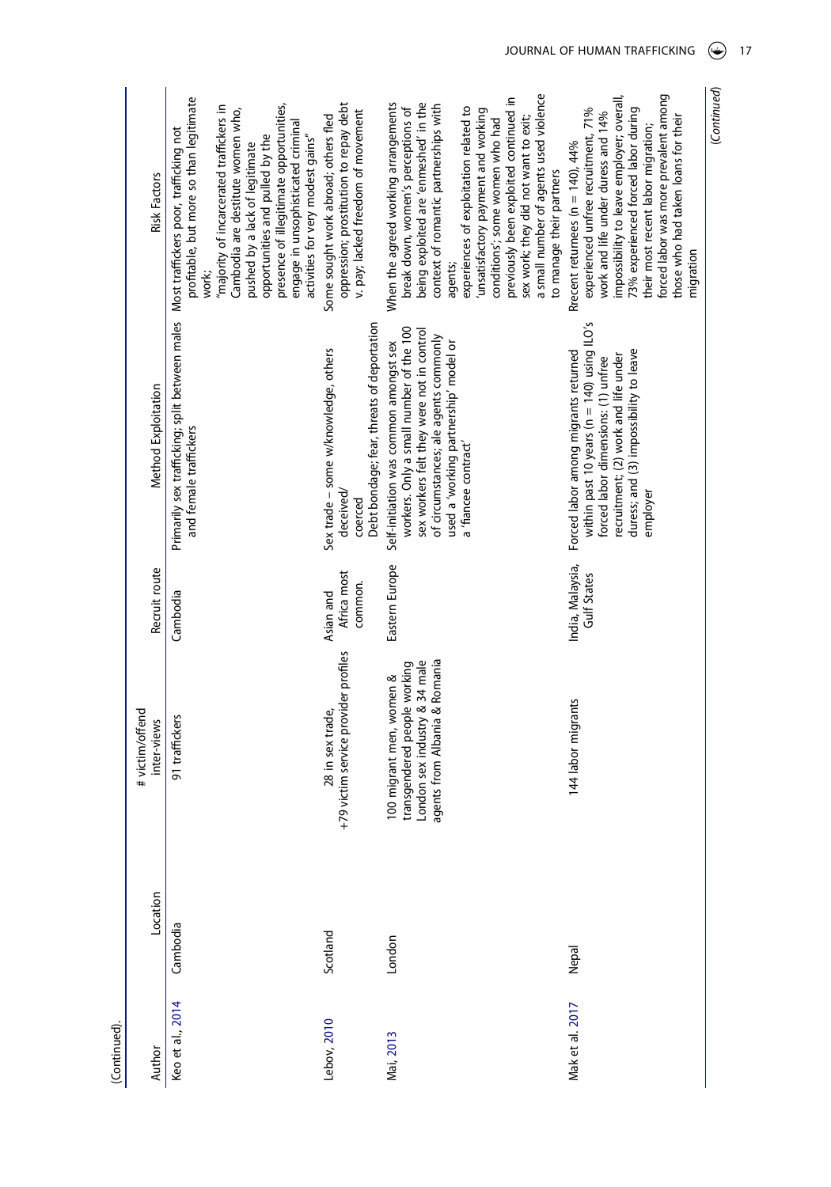(Continued).

| Author | Location | # victim/offend inter-views | Recruit route | Method Exploitation | Risk Factors |
|---|---|---|---|---|---|
| Keo et al., 2014 | Cambodia | 91 traffickers | Cambodia | Primarily sex trafficking; split between males and female traffickers | Most traffickers poor, trafficking not profitable, but more so than legitimate work; "majority of incarcerated traffickers in Cambodia are destitute women who, pushed by a lack of legitimate opportunities and pulled by the presence of illegitimate opportunities, engage in unsophisticated criminal activities for very modest gains" |
| Lebov, 2010 | Scotland | 28 in sex trade, +79 victim service provider profiles | Asian and Africa most common. | Sex trade – some w/knowledge, others deceived/ coerced Debt bondage; fear, threats of deportation | Some sought work abroad; others fled oppression; prostitution to repay debt v. pay; lacked freedom of movement |
| Mai, 2013 | London | 100 migrant men, women & transgendered people working London sex industry & 34 male agents from Albania & Romania | Eastern Europe | Self-initiation was common amongst sex workers. Only a small number of the 100 sex workers felt they were not in control of circumstances; ale agents commonly used a 'working partnership' model or a 'fiancée contract' | When the agreed working arrangements break down, women's perceptions of being exploited are 'enmeshed' in the context of romantic partnerships with agents; experiences of exploitation related to 'unsatisfactory payment and working conditions'; some women who had previously been exploited continued in sex work; they did not want to exit; a small number of agents used violence to manage their partners |
| Mak et al. 2017 | Nepal | 144 labor migrants | India, Malaysia, Gulf States | Forced labor among migrants returned within past 10 years (n = 140) using ILO's forced labor dimensions: (1) unfree recruitment; (2) work and life under duress; and (3) impossibility to leave employer | Rrecent returnees (n = 140), 44% experienced unfree recruitment, 71% work and life under duress and 14% impossibility to leave employer; overall, 73% experienced forced labor during their most recent labor migration; forced labor was more prevalent among those who had taken loans for their migration |

(Continued)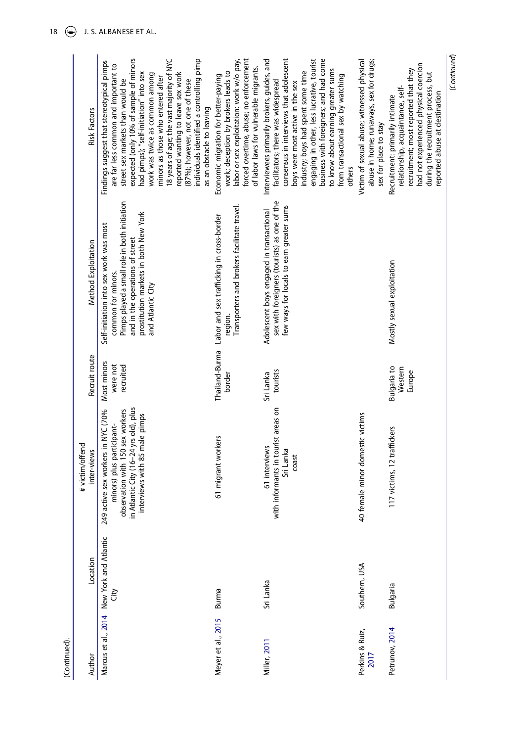(Continued).

| Author | Location | # victim/offend inter-views | Recruit route | Method Exploitation | Risk Factors |
|---|---|---|---|---|---|
| Marcus et al., 2014 | New York and Atlantic City | 249 active sex workers in NYC (70% minors) plus participant-observation with 150 sex workers in Atlantic City (16–24 yrs old), plus interviews with 85 male pimps | Most minors were not recruited | Self-initiation into sex work was most common for minors. Pimps played a small role in both initiation and in the operations of street prostitution markets in both New York and Atlantic City | Findings suggest that stereotypical pimps are far less common and important to street sex markets than would be expected (only 10% of sample of minors had pimps); "self-initiation" into sex work was twice as common among minors as those who entered after 18 years of age; the vast majority of NYC reported wanting to leave sex work (87%); however, not one of these individuals identified a controlling pimp as an obstacle to leaving |
| Meyer et al., 2015 | Burma | 61 migrant workers | Thailand-Burma border | Labor and sex trafficking in cross-border region. Transporters and brokers facilitate travel. | Economic migration for better-paying work; deception by brokers leads to labor or sex exploitation: work w/o pay, forced overtime, abuse; no enforcement of labor laws for vulnerable migrants. |
| Miller, 2011 | Sri Lanka | 61 interviews with informants in tourist areas on Sri Lanka coast | Sri Lanka tourists | Adolescent boys engaged in transactional sex with foreigners (tourists) as one of the few ways for locals to earn greater sums | Interviewees primarily brokers, guides, and facilitators; there was widespread consensus in interviews that adolescent boys were most active in the sex industry; boys had spent some time engaging in other, less lucrative, tourist business with foreigners; and had come to know about earning greater sums from transactional sex by watching others |
| Perkins & Ruiz, 2017 | Southern, USA | 40 female minor domestic victims | | | Victim of sexual abuse; witnessed physical abuse in home; runaways, sex for drugs; sex for place to stay |
| Petrunov, 2014 | Bulgaria | 117 victims, 12 traffickers | Bulgaria to Western Europe | Mostly sexual exploitation | Recruitment: primarily intimate relationship, acquaintance, self-recruitment; most reported that they had not experienced physical coercion during the recruitment process, but reported abuse at destination |

(Continued)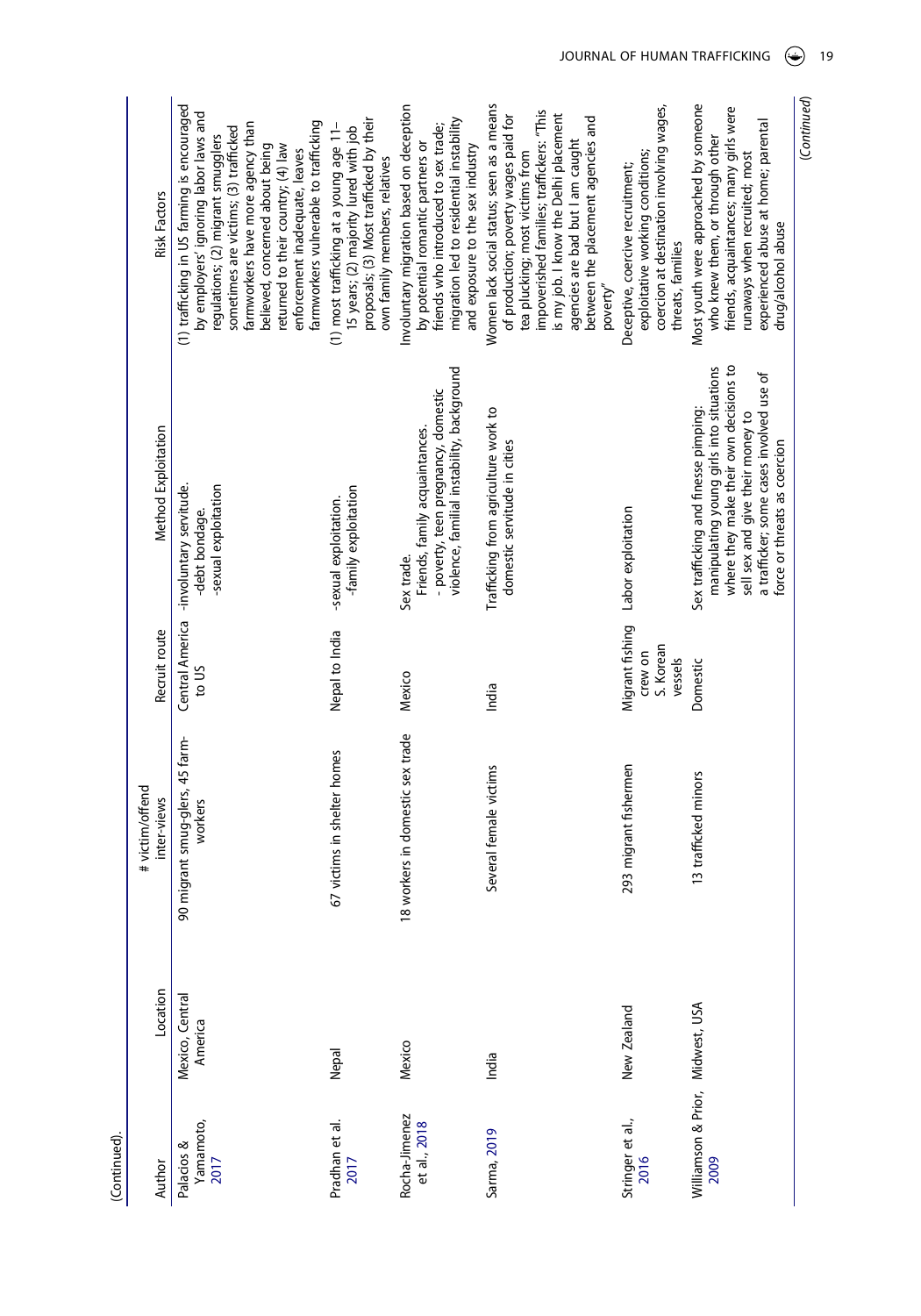(Continued).

| Author | Location | # victim/offend inter-views | Recruit route | Method Exploitation | Risk Factors |
|---|---|---|---|---|---|
| Palacios & Yamamoto, 2017 | Mexico, Central America | 90 migrant smug-glers, 45 farm-workers | Central America to US | -involuntary servitude. -debt bondage. -sexual exploitation | (1) trafficking in US farming is encouraged by employers' ignoring labor laws and regulations; (2) migrant smugglers sometimes are victims; (3) trafficked farmworkers have more agency than believed, concerned about being returned to their country; (4) law enforcement inadequate, leaves farmworkers vulnerable to trafficking |
| Pradhan et al. 2017 | Nepal | 67 victims in shelter homes | Nepal to India | -sexual exploitation. -family exploitation | (1) most trafficking at a young age 11–15 years; (2) majority lured with job proposals; (3) Most trafficked by their own family members, relatives |
| Rocha-Jimenez et al., 2018 | Mexico | 18 workers in domestic sex trade | Mexico | Sex trade. Friends, family acquaintances. - poverty, teen pregnancy, domestic violence, familial instability, background | Involuntary migration based on deception by potential romantic partners or friends who introduced to sex trade; migration led to residential instability and exposure to the sex industry |
| Sarma, 2019 | India | Several female victims | India | Trafficking from agriculture work to domestic servitude in cities | Women lack social status; seen as a means of production; poverty wages paid for tea plucking; most victims from impoverished families; traffickers: "This is my job. I know the Delhi placement agencies are bad but I am caught between the placement agencies and poverty" |
| Stringer et al., 2016 | New Zealand | 293 migrant fishermen | Migrant fishing crew on S. Korean vessels | Labor exploitation | Deceptive, coercive recruitment; exploitative working conditions; coercion at destination involving wages, threats, families |
| Williamson & Prior, 2009 | Midwest, USA | 13 trafficked minors | Domestic | Sex trafficking and finesse pimping: manipulating young girls into situations where they make their own decisions to sell sex and give their money to a trafficker; some cases involved use of force or threats as coercion | Most youth were approached by someone who knew them, or through other friends, acquaintances; many girls were runaways when recruited; most experienced abuse at home; parental drug/alcohol abuse |

(Continued)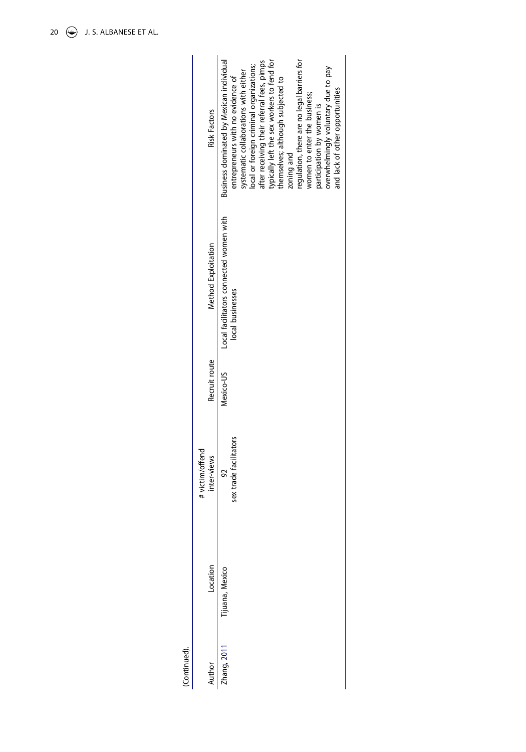(Continued).

| Author | Location | # victim/offend inter-views | Recruit route | Method Exploitation | Risk Factors |
|---|---|---|---|---|---|
| Zhang, 2011 | Tijuana, Mexico | 92 sex trade facilitators | Mexico-US | Local facilitators connected women with local businesses | Business dominated by Mexican individual entrepreneurs with no evidence of systematic collaborations with either local or foreign criminal organizations; after receiving their referral fees, pimps typically left the sex workers to fend for themselves; although subjected to zoning and regulation, there are no legal barriers for women to enter the business; participation by women is overwhelmingly voluntary due to pay and lack of other opportunities |